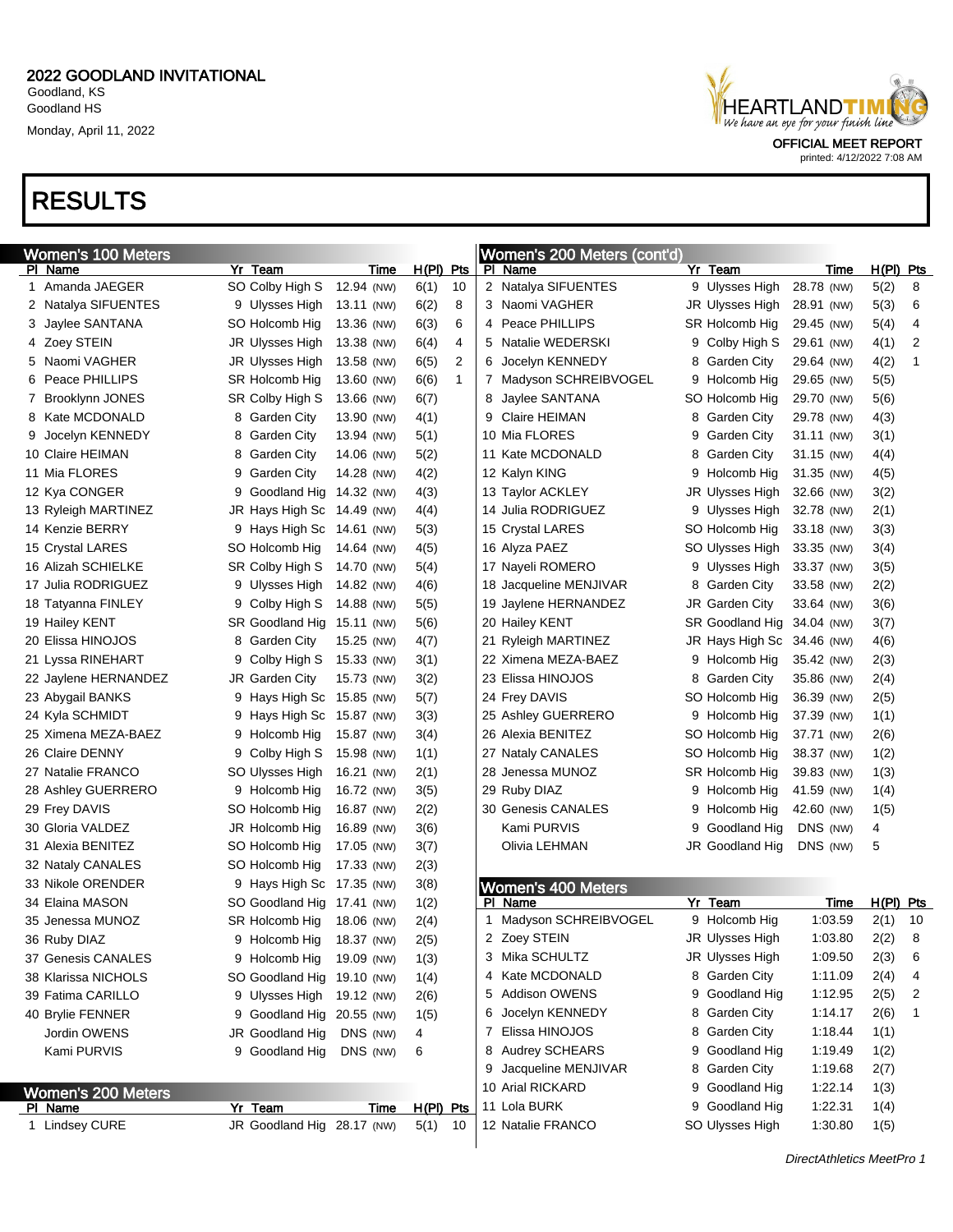# 2022 GOODLAND INVITATIONAL

Goodland, KS
Goodland HS
Monday, April 11, 2022

OFFICIAL MEET REPORT
printed: 4/12/2022 7:08 AM

# RESULTS

## Women's 100 Meters

| Pl | Name | Yr | Team | Time | | H(Pl) | Pts |
|---|---|---|---|---|---|---|---|
| 1 | Amanda JAEGER | SO | Colby High S | 12.94 | (NW) | 6(1) | 10 |
| 2 | Natalya SIFUENTES | 9 | Ulysses High | 13.11 | (NW) | 6(2) | 8 |
| 3 | Jaylee SANTANA | SO | Holcomb Hig | 13.36 | (NW) | 6(3) | 6 |
| 4 | Zoey STEIN | JR | Ulysses High | 13.38 | (NW) | 6(4) | 4 |
| 5 | Naomi VAGHER | JR | Ulysses High | 13.58 | (NW) | 6(5) | 2 |
| 6 | Peace PHILLIPS | SR | Holcomb Hig | 13.60 | (NW) | 6(6) | 1 |
| 7 | Brooklynn JONES | SR | Colby High S | 13.66 | (NW) | 6(7) | |
| 8 | Kate MCDONALD | 8 | Garden City | 13.90 | (NW) | 4(1) | |
| 9 | Jocelyn KENNEDY | 8 | Garden City | 13.94 | (NW) | 5(1) | |
| 10 | Claire HEIMAN | 8 | Garden City | 14.06 | (NW) | 5(2) | |
| 11 | Mia FLORES | 9 | Garden City | 14.28 | (NW) | 4(2) | |
| 12 | Kya CONGER | 9 | Goodland Hig | 14.32 | (NW) | 4(3) | |
| 13 | Ryleigh MARTINEZ | JR | Hays High Sc | 14.49 | (NW) | 4(4) | |
| 14 | Kenzie BERRY | 9 | Hays High Sc | 14.61 | (NW) | 5(3) | |
| 15 | Crystal LARES | SO | Holcomb Hig | 14.64 | (NW) | 4(5) | |
| 16 | Alizah SCHIELKE | SR | Colby High S | 14.70 | (NW) | 5(4) | |
| 17 | Julia RODRIGUEZ | 9 | Ulysses High | 14.82 | (NW) | 4(6) | |
| 18 | Tatyanna FINLEY | 9 | Colby High S | 14.88 | (NW) | 5(5) | |
| 19 | Hailey KENT | SR | Goodland Hig | 15.11 | (NW) | 5(6) | |
| 20 | Elissa HINOJOS | 8 | Garden City | 15.25 | (NW) | 4(7) | |
| 21 | Lyssa RINEHART | 9 | Colby High S | 15.33 | (NW) | 3(1) | |
| 22 | Jaylene HERNANDEZ | JR | Garden City | 15.73 | (NW) | 3(2) | |
| 23 | Abygail BANKS | 9 | Hays High Sc | 15.85 | (NW) | 5(7) | |
| 24 | Kyla SCHMIDT | 9 | Hays High Sc | 15.87 | (NW) | 3(3) | |
| 25 | Ximena MEZA-BAEZ | 9 | Holcomb Hig | 15.87 | (NW) | 3(4) | |
| 26 | Claire DENNY | 9 | Colby High S | 15.98 | (NW) | 1(1) | |
| 27 | Natalie FRANCO | SO | Ulysses High | 16.21 | (NW) | 2(1) | |
| 28 | Ashley GUERRERO | 9 | Holcomb Hig | 16.72 | (NW) | 3(5) | |
| 29 | Frey DAVIS | SO | Holcomb Hig | 16.87 | (NW) | 2(2) | |
| 30 | Gloria VALDEZ | JR | Holcomb Hig | 16.89 | (NW) | 3(6) | |
| 31 | Alexia BENITEZ | SO | Holcomb Hig | 17.05 | (NW) | 3(7) | |
| 32 | Nataly CANALES | SO | Holcomb Hig | 17.33 | (NW) | 2(3) | |
| 33 | Nikole ORENDER | 9 | Hays High Sc | 17.35 | (NW) | 3(8) | |
| 34 | Elaina MASON | SO | Goodland Hig | 17.41 | (NW) | 1(2) | |
| 35 | Jenessa MUNOZ | SR | Holcomb Hig | 18.06 | (NW) | 2(4) | |
| 36 | Ruby DIAZ | 9 | Holcomb Hig | 18.37 | (NW) | 2(5) | |
| 37 | Genesis CANALES | 9 | Holcomb Hig | 19.09 | (NW) | 1(3) | |
| 38 | Klarissa NICHOLS | SO | Goodland Hig | 19.10 | (NW) | 1(4) | |
| 39 | Fatima CARILLO | 9 | Ulysses High | 19.12 | (NW) | 2(6) | |
| 40 | Brylie FENNER | 9 | Goodland Hig | 20.55 | (NW) | 1(5) | |
| | Jordin OWENS | JR | Goodland Hig | DNS | (NW) | 4 | |
| | Kami PURVIS | 9 | Goodland Hig | DNS | (NW) | 6 | |

## Women's 200 Meters

| Pl | Name | Yr | Team | Time | | H(Pl) | Pts |
|---|---|---|---|---|---|---|---|
| 1 | Lindsey CURE | JR | Goodland Hig | 28.17 | (NW) | 5(1) | 10 |
| 2 | Natalya SIFUENTES | 9 | Ulysses High | 28.78 | (NW) | 5(2) | 8 |
| 3 | Naomi VAGHER | JR | Ulysses High | 28.91 | (NW) | 5(3) | 6 |
| 4 | Peace PHILLIPS | SR | Holcomb Hig | 29.45 | (NW) | 5(4) | 4 |
| 5 | Natalie WEDERSKI | 9 | Colby High S | 29.61 | (NW) | 4(1) | 2 |
| 6 | Jocelyn KENNEDY | 8 | Garden City | 29.64 | (NW) | 4(2) | 1 |
| 7 | Madyson SCHREIBVOGEL | 9 | Holcomb Hig | 29.65 | (NW) | 5(5) | |
| 8 | Jaylee SANTANA | SO | Holcomb Hig | 29.70 | (NW) | 5(6) | |
| 9 | Claire HEIMAN | 8 | Garden City | 29.78 | (NW) | 4(3) | |
| 10 | Mia FLORES | 9 | Garden City | 31.11 | (NW) | 3(1) | |
| 11 | Kate MCDONALD | 8 | Garden City | 31.15 | (NW) | 4(4) | |
| 12 | Kalyn KING | 9 | Holcomb Hig | 31.35 | (NW) | 4(5) | |
| 13 | Taylor ACKLEY | JR | Ulysses High | 32.66 | (NW) | 3(2) | |
| 14 | Julia RODRIGUEZ | 9 | Ulysses High | 32.78 | (NW) | 2(1) | |
| 15 | Crystal LARES | SO | Holcomb Hig | 33.18 | (NW) | 3(3) | |
| 16 | Alyza PAEZ | SO | Ulysses High | 33.35 | (NW) | 3(4) | |
| 17 | Nayeli ROMERO | 9 | Ulysses High | 33.37 | (NW) | 3(5) | |
| 18 | Jacqueline MENJIVAR | 8 | Garden City | 33.58 | (NW) | 2(2) | |
| 19 | Jaylene HERNANDEZ | JR | Garden City | 33.64 | (NW) | 3(6) | |
| 20 | Hailey KENT | SR | Goodland Hig | 34.04 | (NW) | 3(7) | |
| 21 | Ryleigh MARTINEZ | JR | Hays High Sc | 34.46 | (NW) | 4(6) | |
| 22 | Ximena MEZA-BAEZ | 9 | Holcomb Hig | 35.42 | (NW) | 2(3) | |
| 23 | Elissa HINOJOS | 8 | Garden City | 35.86 | (NW) | 2(4) | |
| 24 | Frey DAVIS | SO | Holcomb Hig | 36.39 | (NW) | 2(5) | |
| 25 | Ashley GUERRERO | 9 | Holcomb Hig | 37.39 | (NW) | 1(1) | |
| 26 | Alexia BENITEZ | SO | Holcomb Hig | 37.71 | (NW) | 2(6) | |
| 27 | Nataly CANALES | SO | Holcomb Hig | 38.37 | (NW) | 1(2) | |
| 28 | Jenessa MUNOZ | SR | Holcomb Hig | 39.83 | (NW) | 1(3) | |
| 29 | Ruby DIAZ | 9 | Holcomb Hig | 41.59 | (NW) | 1(4) | |
| 30 | Genesis CANALES | 9 | Holcomb Hig | 42.60 | (NW) | 1(5) | |
| | Kami PURVIS | 9 | Goodland Hig | DNS | (NW) | 4 | |
| | Olivia LEHMAN | JR | Goodland Hig | DNS | (NW) | 5 | |

## Women's 400 Meters

| Pl | Name | Yr | Team | Time | H(Pl) | Pts |
|---|---|---|---|---|---|---|
| 1 | Madyson SCHREIBVOGEL | 9 | Holcomb Hig | 1:03.59 | 2(1) | 10 |
| 2 | Zoey STEIN | JR | Ulysses High | 1:03.80 | 2(2) | 8 |
| 3 | Mika SCHULTZ | JR | Ulysses High | 1:09.50 | 2(3) | 6 |
| 4 | Kate MCDONALD | 8 | Garden City | 1:11.09 | 2(4) | 4 |
| 5 | Addison OWENS | 9 | Goodland Hig | 1:12.95 | 2(5) | 2 |
| 6 | Jocelyn KENNEDY | 8 | Garden City | 1:14.17 | 2(6) | 1 |
| 7 | Elissa HINOJOS | 8 | Garden City | 1:18.44 | 1(1) | |
| 8 | Audrey SCHEARS | 9 | Goodland Hig | 1:19.49 | 1(2) | |
| 9 | Jacqueline MENJIVAR | 8 | Garden City | 1:19.68 | 2(7) | |
| 10 | Arial RICKARD | 9 | Goodland Hig | 1:22.14 | 1(3) | |
| 11 | Lola BURK | 9 | Goodland Hig | 1:22.31 | 1(4) | |
| 12 | Natalie FRANCO | SO | Ulysses High | 1:30.80 | 1(5) | |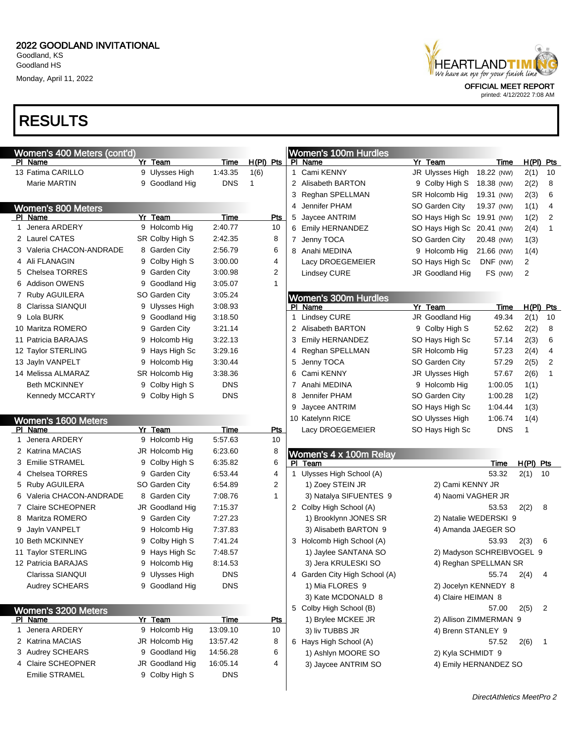2022 GOODLAND INVITATIONAL
Goodland, KS
Goodland HS
Monday, April 11, 2022

HEARTLAND TIMING — We have an eye for your finish line

OFFICIAL MEET REPORT
printed: 4/12/2022 7:08 AM

# RESULTS

## Women's 400 Meters (cont'd)

| Pl | Name | Yr | Team | Time | H(Pl) | Pts |
|---|---|---|---|---|---|---|
| 13 | Fatima CARILLO | 9 | Ulysses High | 1:43.35 | 1(6) | |
| | Marie MARTIN | 9 | Goodland Hig | DNS | 1 | |

## Women's 800 Meters

| Pl | Name | Yr | Team | Time | Pts |
|---|---|---|---|---|---|
| 1 | Jenera ARDERY | 9 | Holcomb Hig | 2:40.77 | 10 |
| 2 | Laurel CATES | SR | Colby High S | 2:42.35 | 8 |
| 3 | Valeria CHACON-ANDRADE | 8 | Garden City | 2:56.79 | 6 |
| 4 | Ali FLANAGIN | 9 | Colby High S | 3:00.00 | 4 |
| 5 | Chelsea TORRES | 9 | Garden City | 3:00.98 | 2 |
| 6 | Addison OWENS | 9 | Goodland Hig | 3:05.07 | 1 |
| 7 | Ruby AGUILERA | SO | Garden City | 3:05.24 | |
| 8 | Clarissa SIANQUI | 9 | Ulysses High | 3:08.93 | |
| 9 | Lola BURK | 9 | Goodland Hig | 3:18.50 | |
| 10 | Maritza ROMERO | 9 | Garden City | 3:21.14 | |
| 11 | Patricia BARAJAS | 9 | Holcomb Hig | 3:22.13 | |
| 12 | Taylor STERLING | 9 | Hays High Sc | 3:29.16 | |
| 13 | Jayln VANPELT | 9 | Holcomb Hig | 3:30.44 | |
| 14 | Melissa ALMARAZ | SR | Holcomb Hig | 3:38.36 | |
| | Beth MCKINNEY | 9 | Colby High S | DNS | |
| | Kennedy MCCARTY | 9 | Colby High S | DNS | |

## Women's 1600 Meters

| Pl | Name | Yr | Team | Time | Pts |
|---|---|---|---|---|---|
| 1 | Jenera ARDERY | 9 | Holcomb Hig | 5:57.63 | 10 |
| 2 | Katrina MACIAS | JR | Holcomb Hig | 6:23.60 | 8 |
| 3 | Emilie STRAMEL | 9 | Colby High S | 6:35.82 | 6 |
| 4 | Chelsea TORRES | 9 | Garden City | 6:53.44 | 4 |
| 5 | Ruby AGUILERA | SO | Garden City | 6:54.89 | 2 |
| 6 | Valeria CHACON-ANDRADE | 8 | Garden City | 7:08.76 | 1 |
| 7 | Claire SCHEOPNER | JR | Goodland Hig | 7:15.37 | |
| 8 | Maritza ROMERO | 9 | Garden City | 7:27.23 | |
| 9 | Jayln VANPELT | 9 | Holcomb Hig | 7:37.83 | |
| 10 | Beth MCKINNEY | 9 | Colby High S | 7:41.24 | |
| 11 | Taylor STERLING | 9 | Hays High Sc | 7:48.57 | |
| 12 | Patricia BARAJAS | 9 | Holcomb Hig | 8:14.53 | |
| | Clarissa SIANQUI | 9 | Ulysses High | DNS | |
| | Audrey SCHEARS | 9 | Goodland Hig | DNS | |

## Women's 3200 Meters

| Pl | Name | Yr | Team | Time | Pts |
|---|---|---|---|---|---|
| 1 | Jenera ARDERY | 9 | Holcomb Hig | 13:09.10 | 10 |
| 2 | Katrina MACIAS | JR | Holcomb Hig | 13:57.42 | 8 |
| 3 | Audrey SCHEARS | 9 | Goodland Hig | 14:56.28 | 6 |
| 4 | Claire SCHEOPNER | JR | Goodland Hig | 16:05.14 | 4 |
| | Emilie STRAMEL | 9 | Colby High S | DNS | |

## Women's 100m Hurdles

| Pl | Name | Yr | Team | Time | | H(Pl) | Pts |
|---|---|---|---|---|---|---|---|
| 1 | Cami KENNY | JR | Ulysses High | 18.22 | (NW) | 2(1) | 10 |
| 2 | Alisabeth BARTON | 9 | Colby High S | 18.38 | (NW) | 2(2) | 8 |
| 3 | Reghan SPELLMAN | SR | Holcomb Hig | 19.31 | (NW) | 2(3) | 6 |
| 4 | Jennifer PHAM | SO | Garden City | 19.37 | (NW) | 1(1) | 4 |
| 5 | Jaycee ANTRIM | SO | Hays High Sc | 19.91 | (NW) | 1(2) | 2 |
| 6 | Emily HERNANDEZ | SO | Hays High Sc | 20.41 | (NW) | 2(4) | 1 |
| 7 | Jenny TOCA | SO | Garden City | 20.48 | (NW) | 1(3) | |
| 8 | Anahi MEDINA | 9 | Holcomb Hig | 21.66 | (NW) | 1(4) | |
| | Lacy DROEGEMEIER | SO | Hays High Sc | DNF | (NW) | 2 | |
| | Lindsey CURE | JR | Goodland Hig | FS | (NW) | 2 | |

## Women's 300m Hurdles

| Pl | Name | Yr | Team | Time | H(Pl) | Pts |
|---|---|---|---|---|---|---|
| 1 | Lindsey CURE | JR | Goodland Hig | 49.34 | 2(1) | 10 |
| 2 | Alisabeth BARTON | 9 | Colby High S | 52.62 | 2(2) | 8 |
| 3 | Emily HERNANDEZ | SO | Hays High Sc | 57.14 | 2(3) | 6 |
| 4 | Reghan SPELLMAN | SR | Holcomb Hig | 57.23 | 2(4) | 4 |
| 5 | Jenny TOCA | SO | Garden City | 57.29 | 2(5) | 2 |
| 6 | Cami KENNY | JR | Ulysses High | 57.67 | 2(6) | 1 |
| 7 | Anahi MEDINA | 9 | Holcomb Hig | 1:00.05 | 1(1) | |
| 8 | Jennifer PHAM | SO | Garden City | 1:00.28 | 1(2) | |
| 9 | Jaycee ANTRIM | SO | Hays High Sc | 1:04.44 | 1(3) | |
| 10 | Katelynn RICE | SO | Ulysses High | 1:06.74 | 1(4) | |
| | Lacy DROEGEMEIER | SO | Hays High Sc | DNS | 1 | |

## Women's 4 x 100m Relay

| Pl | Team | Time | H(Pl) | Pts |
|---|---|---|---|---|
| 1 | Ulysses High School (A) | 53.32 | 2(1) | 10 |
| | 1) Zoey STEIN JR; 2) Cami KENNY JR; 3) Natalya SIFUENTES 9; 4) Naomi VAGHER JR | | | |
| 2 | Colby High School (A) | 53.53 | 2(2) | 8 |
| | 1) Brooklynn JONES SR; 2) Natalie WEDERSKI 9; 3) Alisabeth BARTON 9; 4) Amanda JAEGER SO | | | |
| 3 | Holcomb High School (A) | 53.93 | 2(3) | 6 |
| | 1) Jaylee SANTANA SO; 2) Madyson SCHREIBVOGEL 9; 3) Jera KRULESKI SO; 4) Reghan SPELLMAN SR | | | |
| 4 | Garden City High School (A) | 55.74 | 2(4) | 4 |
| | 1) Mia FLORES 9; 2) Jocelyn KENNEDY 8; 3) Kate MCDONALD 8; 4) Claire HEIMAN 8 | | | |
| 5 | Colby High School (B) | 57.00 | 2(5) | 2 |
| | 1) Brylee MCKEE JR; 2) Allison ZIMMERMAN 9; 3) liv TUBBS JR; 4) Brenn STANLEY 9 | | | |
| 6 | Hays High School (A) | 57.52 | 2(6) | 1 |
| | 1) Ashlyn MOORE SO; 2) Kyla SCHMIDT 9; 3) Jaycee ANTRIM SO; 4) Emily HERNANDEZ SO | | | |

*DirectAthletics MeetPro 2*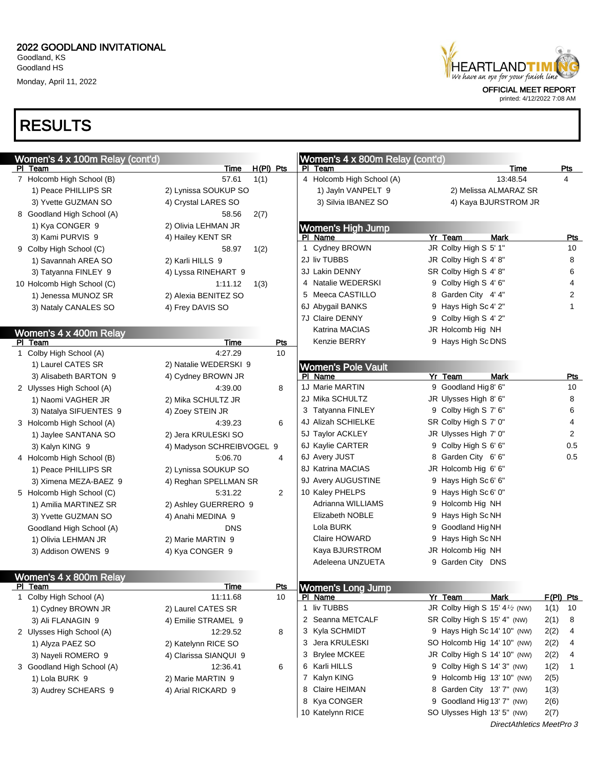2022 GOODLAND INVITATIONAL
Goodland, KS
Goodland HS
Monday, April 11, 2022

OFFICIAL MEET REPORT
printed: 4/12/2022 7:08 AM

# RESULTS

## Women's 4 x 100m Relay (cont'd)

| Pl | Team | Time | H(Pl) | Pts |
|---|---|---|---|---|
| 7 | Holcomb High School (B) | 57.61 | 1(1) | |
| | 1) Peace PHILLIPS SR, 2) Lynissa SOUKUP SO, 3) Yvette GUZMAN SO, 4) Crystal LARES SO | | | |
| 8 | Goodland High School (A) | 58.56 | 2(7) | |
| | 1) Kya CONGER 9, 2) Olivia LEHMAN JR, 3) Kami PURVIS 9, 4) Hailey KENT SR | | | |
| 9 | Colby High School (C) | 58.97 | 1(2) | |
| | 1) Savannah AREA SO, 2) Karli HILLS 9, 3) Tatyanna FINLEY 9, 4) Lyssa RINEHART 9 | | | |
| 10 | Holcomb High School (C) | 1:11.12 | 1(3) | |
| | 1) Jenessa MUNOZ SR, 2) Alexia BENITEZ SO, 3) Nataly CANALES SO, 4) Frey DAVIS SO | | | |

## Women's 4 x 400m Relay

| Pl | Team | Time | Pts |
|---|---|---|---|
| 1 | Colby High School (A) | 4:27.29 | 10 |
| | 1) Laurel CATES SR, 2) Natalie WEDERSKI 9, 3) Alisabeth BARTON 9, 4) Cydney BROWN JR | | |
| 2 | Ulysses High School (A) | 4:39.00 | 8 |
| | 1) Naomi VAGHER JR, 2) Mika SCHULTZ JR, 3) Natalya SIFUENTES 9, 4) Zoey STEIN JR | | |
| 3 | Holcomb High School (A) | 4:39.23 | 6 |
| | 1) Jaylee SANTANA SO, 2) Jera KRULESKI SO, 3) Kalyn KING 9, 4) Madyson SCHREIBVOGEL 9 | | |
| 4 | Holcomb High School (B) | 5:06.70 | 4 |
| | 1) Peace PHILLIPS SR, 2) Lynissa SOUKUP SO, 3) Ximena MEZA-BAEZ 9, 4) Reghan SPELLMAN SR | | |
| 5 | Holcomb High School (C) | 5:31.22 | 2 |
| | 1) Amilia MARTINEZ SR, 2) Ashley GUERRERO 9, 3) Yvette GUZMAN SO, 4) Anahi MEDINA 9 | | |
| | Goodland High School (A) | DNS | |
| | 1) Olivia LEHMAN JR, 2) Marie MARTIN 9, 3) Addison OWENS 9, 4) Kya CONGER 9 | | |

## Women's 4 x 800m Relay

| Pl | Team | Time | Pts |
|---|---|---|---|
| 1 | Colby High School (A) | 11:11.68 | 10 |
| | 1) Cydney BROWN JR, 2) Laurel CATES SR, 3) Ali FLANAGIN 9, 4) Emilie STRAMEL 9 | | |
| 2 | Ulysses High School (A) | 12:29.52 | 8 |
| | 1) Alyza PAEZ SO, 2) Katelynn RICE SO, 3) Nayeli ROMERO 9, 4) Clarissa SIANQUI 9 | | |
| 3 | Goodland High School (A) | 12:36.41 | 6 |
| | 1) Lola BURK 9, 2) Marie MARTIN 9, 3) Audrey SCHEARS 9, 4) Arial RICKARD 9 | | |

## Women's 4 x 800m Relay (cont'd)

| Pl | Team | Time | Pts |
|---|---|---|---|
| 4 | Holcomb High School (A) | 13:48.54 | 4 |
| | 1) Jayln VANPELT 9, 2) Melissa ALMARAZ SR, 3) Silvia IBANEZ SO, 4) Kaya BJURSTROM JR | | |

## Women's High Jump

| Pl | Name | Yr | Team | Mark | Pts |
|---|---|---|---|---|---|
| 1 | Cydney BROWN | JR | Colby High S | 5' 1" | 10 |
| 2J | liv TUBBS | JR | Colby High S | 4' 8" | 8 |
| 3J | Lakin DENNY | SR | Colby High S | 4' 8" | 6 |
| 4 | Natalie WEDERSKI | 9 | Colby High S | 4' 6" | 4 |
| 5 | Meeca CASTILLO | 8 | Garden City | 4' 4" | 2 |
| 6J | Abygail BANKS | 9 | Hays High Sc | 4' 2" | 1 |
| 7J | Claire DENNY | 9 | Colby High S | 4' 2" | |
| | Katrina MACIAS | JR | Holcomb Hig | NH | |
| | Kenzie BERRY | 9 | Hays High Sc | DNS | |

## Women's Pole Vault

| Pl | Name | Yr | Team | Mark | Pts |
|---|---|---|---|---|---|
| 1J | Marie MARTIN | 9 | Goodland Hig | 8' 6" | 10 |
| 2J | Mika SCHULTZ | JR | Ulysses High | 8' 6" | 8 |
| 3 | Tatyanna FINLEY | 9 | Colby High S | 7' 6" | 6 |
| 4J | Alizah SCHIELKE | SR | Colby High S | 7' 0" | 4 |
| 5J | Taylor ACKLEY | JR | Ulysses High | 7' 0" | 2 |
| 6J | Kaylie CARTER | 9 | Colby High S | 6' 6" | 0.5 |
| 6J | Avery JUST | 8 | Garden City | 6' 6" | 0.5 |
| 8J | Katrina MACIAS | JR | Holcomb Hig | 6' 6" | |
| 9J | Avery AUGUSTINE | 9 | Hays High Sc | 6' 6" | |
| 10 | Kaley PHELPS | 9 | Hays High Sc | 6' 0" | |
| | Adrianna WILLIAMS | 9 | Holcomb Hig | NH | |
| | Elizabeth NOBLE | 9 | Hays High Sc | NH | |
| | Lola BURK | 9 | Goodland Hig | NH | |
| | Claire HOWARD | 9 | Hays High Sc | NH | |
| | Kaya BJURSTROM | JR | Holcomb Hig | NH | |
| | Adeleena UNZUETA | 9 | Garden City | DNS | |

## Women's Long Jump

| Pl | Name | Yr | Team | Mark | F(Pl) | Pts |
|---|---|---|---|---|---|---|
| 1 | liv TUBBS | JR | Colby High S | 15' 4½ (NW) | 1(1) | 10 |
| 2 | Seanna METCALF | SR | Colby High S | 15' 4" (NW) | 2(1) | 8 |
| 3 | Kyla SCHMIDT | 9 | Hays High Sc | 14' 10" (NW) | 2(2) | 4 |
| 3 | Jera KRULESKI | SO | Holcomb Hig | 14' 10" (NW) | 2(2) | 4 |
| 3 | Brylee MCKEE | JR | Colby High S | 14' 10" (NW) | 2(2) | 4 |
| 6 | Karli HILLS | 9 | Colby High S | 14' 3" (NW) | 1(2) | 1 |
| 7 | Kalyn KING | 9 | Holcomb Hig | 13' 10" (NW) | 2(5) | |
| 8 | Claire HEIMAN | 8 | Garden City | 13' 7" (NW) | 1(3) | |
| 8 | Kya CONGER | 9 | Goodland Hig | 13' 7" (NW) | 2(6) | |
| 10 | Katelynn RICE | SO | Ulysses High | 13' 5" (NW) | 2(7) | |

*DirectAthletics MeetPro 3*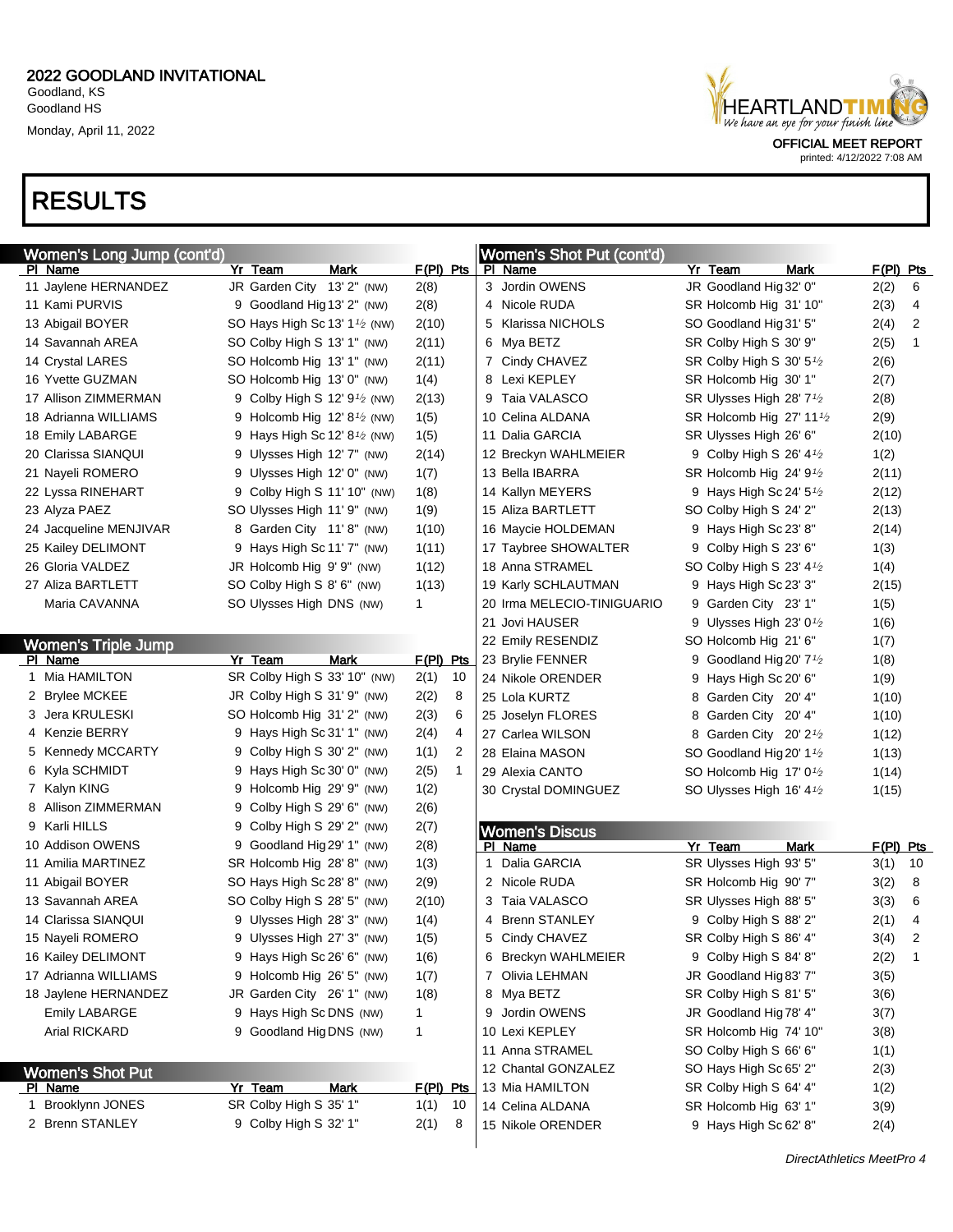# 2022 GOODLAND INVITATIONAL

Goodland, KS
Goodland HS
Monday, April 11, 2022

OFFICIAL MEET REPORT
printed: 4/12/2022 7:08 AM

## RESULTS

### Women's Long Jump (cont'd)

| Pl | Name | Yr | Team | Mark | | F(Pl) | Pts |
|---|---|---|---|---|---|---|---|
| 11 | Jaylene HERNANDEZ | JR | Garden City | 13' 2" | (NW) | 2(8) | |
| 11 | Kami PURVIS | 9 | Goodland Hig | 13' 2" | (NW) | 2(8) | |
| 13 | Abigail BOYER | SO | Hays High Sc | 13' 1½ | (NW) | 2(10) | |
| 14 | Savannah AREA | SO | Colby High S | 13' 1" | (NW) | 2(11) | |
| 14 | Crystal LARES | SO | Holcomb Hig | 13' 1" | (NW) | 2(11) | |
| 16 | Yvette GUZMAN | SO | Holcomb Hig | 13' 0" | (NW) | 1(4) | |
| 17 | Allison ZIMMERMAN | 9 | Colby High S | 12' 9½ | (NW) | 2(13) | |
| 18 | Adrianna WILLIAMS | 9 | Holcomb Hig | 12' 8½ | (NW) | 1(5) | |
| 18 | Emily LABARGE | 9 | Hays High Sc | 12' 8½ | (NW) | 1(5) | |
| 20 | Clarissa SIANQUI | 9 | Ulysses High | 12' 7" | (NW) | 2(14) | |
| 21 | Nayeli ROMERO | 9 | Ulysses High | 12' 0" | (NW) | 1(7) | |
| 22 | Lyssa RINEHART | 9 | Colby High S | 11' 10" | (NW) | 1(8) | |
| 23 | Alyza PAEZ | SO | Ulysses High | 11' 9" | (NW) | 1(9) | |
| 24 | Jacqueline MENJIVAR | 8 | Garden City | 11' 8" | (NW) | 1(10) | |
| 25 | Kailey DELIMONT | 9 | Hays High Sc | 11' 7" | (NW) | 1(11) | |
| 26 | Gloria VALDEZ | JR | Holcomb Hig | 9' 9" | (NW) | 1(12) | |
| 27 | Aliza BARTLETT | SO | Colby High S | 8' 6" | (NW) | 1(13) | |
| | Maria CAVANNA | SO | Ulysses High | DNS | (NW) | 1 | |

### Women's Triple Jump

| Pl | Name | Yr | Team | Mark | | F(Pl) | Pts |
|---|---|---|---|---|---|---|---|
| 1 | Mia HAMILTON | SR | Colby High S | 33' 10" | (NW) | 2(1) | 10 |
| 2 | Brylee MCKEE | JR | Colby High S | 31' 9" | (NW) | 2(2) | 8 |
| 3 | Jera KRULESKI | SO | Holcomb Hig | 31' 2" | (NW) | 2(3) | 6 |
| 4 | Kenzie BERRY | 9 | Hays High Sc | 31' 1" | (NW) | 2(4) | 4 |
| 5 | Kennedy MCCARTY | 9 | Colby High S | 30' 2" | (NW) | 1(1) | 2 |
| 6 | Kyla SCHMIDT | 9 | Hays High Sc | 30' 0" | (NW) | 2(5) | 1 |
| 7 | Kalyn KING | 9 | Holcomb Hig | 29' 9" | (NW) | 1(2) | |
| 8 | Allison ZIMMERMAN | 9 | Colby High S | 29' 6" | (NW) | 2(6) | |
| 9 | Karli HILLS | 9 | Colby High S | 29' 2" | (NW) | 2(7) | |
| 10 | Addison OWENS | 9 | Goodland Hig | 29' 1" | (NW) | 2(8) | |
| 11 | Amilia MARTINEZ | SR | Holcomb Hig | 28' 8" | (NW) | 1(3) | |
| 11 | Abigail BOYER | SO | Hays High Sc | 28' 8" | (NW) | 2(9) | |
| 13 | Savannah AREA | SO | Colby High S | 28' 5" | (NW) | 2(10) | |
| 14 | Clarissa SIANQUI | 9 | Ulysses High | 28' 3" | (NW) | 1(4) | |
| 15 | Nayeli ROMERO | 9 | Ulysses High | 27' 3" | (NW) | 1(5) | |
| 16 | Kailey DELIMONT | 9 | Hays High Sc | 26' 6" | (NW) | 1(6) | |
| 17 | Adrianna WILLIAMS | 9 | Holcomb Hig | 26' 5" | (NW) | 1(7) | |
| 18 | Jaylene HERNANDEZ | JR | Garden City | 26' 1" | (NW) | 1(8) | |
| | Emily LABARGE | 9 | Hays High Sc | DNS | (NW) | 1 | |
| | Arial RICKARD | 9 | Goodland Hig | DNS | (NW) | 1 | |

### Women's Shot Put

| Pl | Name | Yr | Team | Mark | F(Pl) | Pts |
|---|---|---|---|---|---|---|
| 1 | Brooklynn JONES | SR | Colby High S | 35' 1" | 1(1) | 10 |
| 2 | Brenn STANLEY | 9 | Colby High S | 32' 1" | 2(1) | 8 |
| 3 | Jordin OWENS | JR | Goodland Hig | 32' 0" | 2(2) | 6 |
| 4 | Nicole RUDA | SR | Holcomb Hig | 31' 10" | 2(3) | 4 |
| 5 | Klarissa NICHOLS | SO | Goodland Hig | 31' 5" | 2(4) | 2 |
| 6 | Mya BETZ | SR | Colby High S | 30' 9" | 2(5) | 1 |
| 7 | Cindy CHAVEZ | SR | Colby High S | 30' 5½ | 2(6) | |
| 8 | Lexi KEPLEY | SR | Holcomb Hig | 30' 1" | 2(7) | |
| 9 | Taia VALASCO | SR | Ulysses High | 28' 7½ | 2(8) | |
| 10 | Celina ALDANA | SR | Holcomb Hig | 27' 11½ | 2(9) | |
| 11 | Dalia GARCIA | SR | Ulysses High | 26' 6" | 2(10) | |
| 12 | Breckyn WAHLMEIER | 9 | Colby High S | 26' 4½ | 1(2) | |
| 13 | Bella IBARRA | SR | Holcomb Hig | 24' 9½ | 2(11) | |
| 14 | Kallyn MEYERS | 9 | Hays High Sc | 24' 5½ | 2(12) | |
| 15 | Aliza BARTLETT | SO | Colby High S | 24' 2" | 2(13) | |
| 16 | Maycie HOLDEMAN | 9 | Hays High Sc | 23' 8" | 2(14) | |
| 17 | Taybree SHOWALTER | 9 | Colby High S | 23' 6" | 1(3) | |
| 18 | Anna STRAMEL | SO | Colby High S | 23' 4½ | 1(4) | |
| 19 | Karly SCHLAUTMAN | 9 | Hays High Sc | 23' 3" | 2(15) | |
| 20 | Irma MELECIO-TINIGUARIO | 9 | Garden City | 23' 1" | 1(5) | |
| 21 | Jovi HAUSER | 9 | Ulysses High | 23' 0½ | 1(6) | |
| 22 | Emily RESENDIZ | SO | Holcomb Hig | 21' 6" | 1(7) | |
| 23 | Brylie FENNER | 9 | Goodland Hig | 20' 7½ | 1(8) | |
| 24 | Nikole ORENDER | 9 | Hays High Sc | 20' 6" | 1(9) | |
| 25 | Lola KURTZ | 8 | Garden City | 20' 4" | 1(10) | |
| 25 | Joselyn FLORES | 8 | Garden City | 20' 4" | 1(10) | |
| 27 | Carlea WILSON | 8 | Garden City | 20' 2½ | 1(12) | |
| 28 | Elaina MASON | SO | Goodland Hig | 20' 1½ | 1(13) | |
| 29 | Alexia CANTO | SO | Holcomb Hig | 17' 0½ | 1(14) | |
| 30 | Crystal DOMINGUEZ | SO | Ulysses High | 16' 4½ | 1(15) | |

### Women's Discus

| Pl | Name | Yr | Team | Mark | F(Pl) | Pts |
|---|---|---|---|---|---|---|
| 1 | Dalia GARCIA | SR | Ulysses High | 93' 5" | 3(1) | 10 |
| 2 | Nicole RUDA | SR | Holcomb Hig | 90' 7" | 3(2) | 8 |
| 3 | Taia VALASCO | SR | Ulysses High | 88' 5" | 3(3) | 6 |
| 4 | Brenn STANLEY | 9 | Colby High S | 88' 2" | 2(1) | 4 |
| 5 | Cindy CHAVEZ | SR | Colby High S | 86' 4" | 3(4) | 2 |
| 6 | Breckyn WAHLMEIER | 9 | Colby High S | 84' 8" | 2(2) | 1 |
| 7 | Olivia LEHMAN | JR | Goodland Hig | 83' 7" | 3(5) | |
| 8 | Mya BETZ | SR | Colby High S | 81' 5" | 3(6) | |
| 9 | Jordin OWENS | JR | Goodland Hig | 78' 4" | 3(7) | |
| 10 | Lexi KEPLEY | SR | Holcomb Hig | 74' 10" | 3(8) | |
| 11 | Anna STRAMEL | SO | Colby High S | 66' 6" | 1(1) | |
| 12 | Chantal GONZALEZ | SO | Hays High Sc | 65' 2" | 2(3) | |
| 13 | Mia HAMILTON | SR | Colby High S | 64' 4" | 1(2) | |
| 14 | Celina ALDANA | SR | Holcomb Hig | 63' 1" | 3(9) | |
| 15 | Nikole ORENDER | 9 | Hays High Sc | 62' 8" | 2(4) | |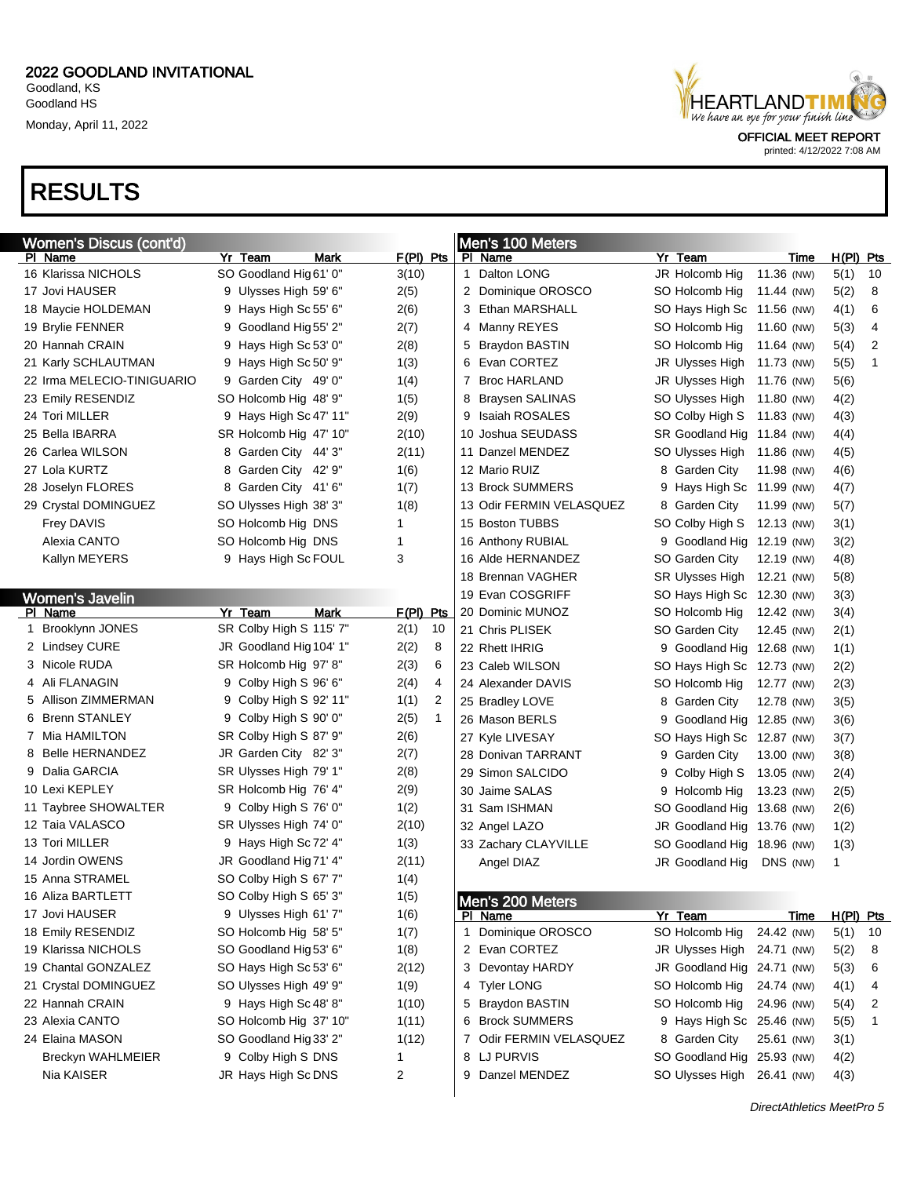# 2022 GOODLAND INVITATIONAL

Goodland, KS
Goodland HS
Monday, April 11, 2022

OFFICIAL MEET REPORT
printed: 4/12/2022 7:08 AM

# RESULTS

## Women's Discus (cont'd)

| Pl | Name | Yr | Team | Mark | F(Pl) | Pts |
|---|---|---|---|---|---|---|
| 16 | Klarissa NICHOLS | SO | Goodland Hig | 61' 0" | 3(10) | |
| 17 | Jovi HAUSER | 9 | Ulysses High | 59' 6" | 2(5) | |
| 18 | Maycie HOLDEMAN | 9 | Hays High Sc | 55' 6" | 2(6) | |
| 19 | Brylie FENNER | 9 | Goodland Hig | 55' 2" | 2(7) | |
| 20 | Hannah CRAIN | 9 | Hays High Sc | 53' 0" | 2(8) | |
| 21 | Karly SCHLAUTMAN | 9 | Hays High Sc | 50' 9" | 1(3) | |
| 22 | Irma MELECIO-TINIGUARIO | 9 | Garden City | 49' 0" | 1(4) | |
| 23 | Emily RESENDIZ | SO | Holcomb Hig | 48' 9" | 1(5) | |
| 24 | Tori MILLER | 9 | Hays High Sc | 47' 11" | 2(9) | |
| 25 | Bella IBARRA | SR | Holcomb Hig | 47' 10" | 2(10) | |
| 26 | Carlea WILSON | 8 | Garden City | 44' 3" | 2(11) | |
| 27 | Lola KURTZ | 8 | Garden City | 42' 9" | 1(6) | |
| 28 | Joselyn FLORES | 8 | Garden City | 41' 6" | 1(7) | |
| 29 | Crystal DOMINGUEZ | SO | Ulysses High | 38' 3" | 1(8) | |
| | Frey DAVIS | SO | Holcomb Hig | DNS | 1 | |
| | Alexia CANTO | SO | Holcomb Hig | DNS | 1 | |
| | Kallyn MEYERS | 9 | Hays High Sc | FOUL | 3 | |

## Women's Javelin

| Pl | Name | Yr | Team | Mark | F(Pl) | Pts |
|---|---|---|---|---|---|---|
| 1 | Brooklynn JONES | SR | Colby High S | 115' 7" | 2(1) | 10 |
| 2 | Lindsey CURE | JR | Goodland Hig | 104' 1" | 2(2) | 8 |
| 3 | Nicole RUDA | SR | Holcomb Hig | 97' 8" | 2(3) | 6 |
| 4 | Ali FLANAGIN | 9 | Colby High S | 96' 6" | 2(4) | 4 |
| 5 | Allison ZIMMERMAN | 9 | Colby High S | 92' 11" | 1(1) | 2 |
| 6 | Brenn STANLEY | 9 | Colby High S | 90' 0" | 2(5) | 1 |
| 7 | Mia HAMILTON | SR | Colby High S | 87' 9" | 2(6) | |
| 8 | Belle HERNANDEZ | JR | Garden City | 82' 3" | 2(7) | |
| 9 | Dalia GARCIA | SR | Ulysses High | 79' 1" | 2(8) | |
| 10 | Lexi KEPLEY | SR | Holcomb Hig | 76' 4" | 2(9) | |
| 11 | Taybree SHOWALTER | 9 | Colby High S | 76' 0" | 1(2) | |
| 12 | Taia VALASCO | SR | Ulysses High | 74' 0" | 2(10) | |
| 13 | Tori MILLER | 9 | Hays High Sc | 72' 4" | 1(3) | |
| 14 | Jordin OWENS | JR | Goodland Hig | 71' 4" | 2(11) | |
| 15 | Anna STRAMEL | SO | Colby High S | 67' 7" | 1(4) | |
| 16 | Aliza BARTLETT | SO | Colby High S | 65' 3" | 1(5) | |
| 17 | Jovi HAUSER | 9 | Ulysses High | 61' 7" | 1(6) | |
| 18 | Emily RESENDIZ | SO | Holcomb Hig | 58' 5" | 1(7) | |
| 19 | Klarissa NICHOLS | SO | Goodland Hig | 53' 6" | 1(8) | |
| 19 | Chantal GONZALEZ | SO | Hays High Sc | 53' 6" | 2(12) | |
| 21 | Crystal DOMINGUEZ | SO | Ulysses High | 49' 9" | 1(9) | |
| 22 | Hannah CRAIN | 9 | Hays High Sc | 48' 8" | 1(10) | |
| 23 | Alexia CANTO | SO | Holcomb Hig | 37' 10" | 1(11) | |
| 24 | Elaina MASON | SO | Goodland Hig | 33' 2" | 1(12) | |
| | Breckyn WAHLMEIER | 9 | Colby High S | DNS | 1 | |
| | Nia KAISER | JR | Hays High Sc | DNS | 2 | |

## Men's 100 Meters

| Pl | Name | Yr | Team | Time | | H(Pl) | Pts |
|---|---|---|---|---|---|---|---|
| 1 | Dalton LONG | JR | Holcomb Hig | 11.36 | (NW) | 5(1) | 10 |
| 2 | Dominique OROSCO | SO | Holcomb Hig | 11.44 | (NW) | 5(2) | 8 |
| 3 | Ethan MARSHALL | SO | Hays High Sc | 11.56 | (NW) | 4(1) | 6 |
| 4 | Manny REYES | SO | Holcomb Hig | 11.60 | (NW) | 5(3) | 4 |
| 5 | Braydon BASTIN | SO | Holcomb Hig | 11.64 | (NW) | 5(4) | 2 |
| 6 | Evan CORTEZ | JR | Ulysses High | 11.73 | (NW) | 5(5) | 1 |
| 7 | Broc HARLAND | JR | Ulysses High | 11.76 | (NW) | 5(6) | |
| 8 | Braysen SALINAS | SO | Ulysses High | 11.80 | (NW) | 4(2) | |
| 9 | Isaiah ROSALES | SO | Colby High S | 11.83 | (NW) | 4(3) | |
| 10 | Joshua SEUDASS | SR | Goodland Hig | 11.84 | (NW) | 4(4) | |
| 11 | Danzel MENDEZ | SO | Ulysses High | 11.86 | (NW) | 4(5) | |
| 12 | Mario RUIZ | 8 | Garden City | 11.98 | (NW) | 4(6) | |
| 13 | Brock SUMMERS | 9 | Hays High Sc | 11.99 | (NW) | 4(7) | |
| 13 | Odir FERMIN VELASQUEZ | 8 | Garden City | 11.99 | (NW) | 5(7) | |
| 15 | Boston TUBBS | SO | Colby High S | 12.13 | (NW) | 3(1) | |
| 16 | Anthony RUBIAL | 9 | Goodland Hig | 12.19 | (NW) | 3(2) | |
| 16 | Alde HERNANDEZ | SO | Garden City | 12.19 | (NW) | 4(8) | |
| 18 | Brennan VAGHER | SR | Ulysses High | 12.21 | (NW) | 5(8) | |
| 19 | Evan COSGRIFF | SO | Hays High Sc | 12.30 | (NW) | 3(3) | |
| 20 | Dominic MUNOZ | SO | Holcomb Hig | 12.42 | (NW) | 3(4) | |
| 21 | Chris PLISEK | SO | Garden City | 12.45 | (NW) | 2(1) | |
| 22 | Rhett IHRIG | 9 | Goodland Hig | 12.68 | (NW) | 1(1) | |
| 23 | Caleb WILSON | SO | Hays High Sc | 12.73 | (NW) | 2(2) | |
| 24 | Alexander DAVIS | SO | Holcomb Hig | 12.77 | (NW) | 2(3) | |
| 25 | Bradley LOVE | 8 | Garden City | 12.78 | (NW) | 3(5) | |
| 26 | Mason BERLS | 9 | Goodland Hig | 12.85 | (NW) | 3(6) | |
| 27 | Kyle LIVESAY | SO | Hays High Sc | 12.87 | (NW) | 3(7) | |
| 28 | Donivan TARRANT | 9 | Garden City | 13.00 | (NW) | 3(8) | |
| 29 | Simon SALCIDO | 9 | Colby High S | 13.05 | (NW) | 2(4) | |
| 30 | Jaime SALAS | 9 | Holcomb Hig | 13.23 | (NW) | 2(5) | |
| 31 | Sam ISHMAN | SO | Goodland Hig | 13.68 | (NW) | 2(6) | |
| 32 | Angel LAZO | JR | Goodland Hig | 13.76 | (NW) | 1(2) | |
| 33 | Zachary CLAYVILLE | SO | Goodland Hig | 18.96 | (NW) | 1(3) | |
| | Angel DIAZ | JR | Goodland Hig | DNS | (NW) | 1 | |

## Men's 200 Meters

| Pl | Name | Yr | Team | Time | | H(Pl) | Pts |
|---|---|---|---|---|---|---|---|
| 1 | Dominique OROSCO | SO | Holcomb Hig | 24.42 | (NW) | 5(1) | 10 |
| 2 | Evan CORTEZ | JR | Ulysses High | 24.71 | (NW) | 5(2) | 8 |
| 3 | Devontay HARDY | JR | Goodland Hig | 24.71 | (NW) | 5(3) | 6 |
| 4 | Tyler LONG | SO | Holcomb Hig | 24.74 | (NW) | 4(1) | 4 |
| 5 | Braydon BASTIN | SO | Holcomb Hig | 24.96 | (NW) | 5(4) | 2 |
| 6 | Brock SUMMERS | 9 | Hays High Sc | 25.46 | (NW) | 5(5) | 1 |
| 7 | Odir FERMIN VELASQUEZ | 8 | Garden City | 25.61 | (NW) | 3(1) | |
| 8 | LJ PURVIS | SO | Goodland Hig | 25.93 | (NW) | 4(2) | |
| 9 | Danzel MENDEZ | SO | Ulysses High | 26.41 | (NW) | 4(3) | |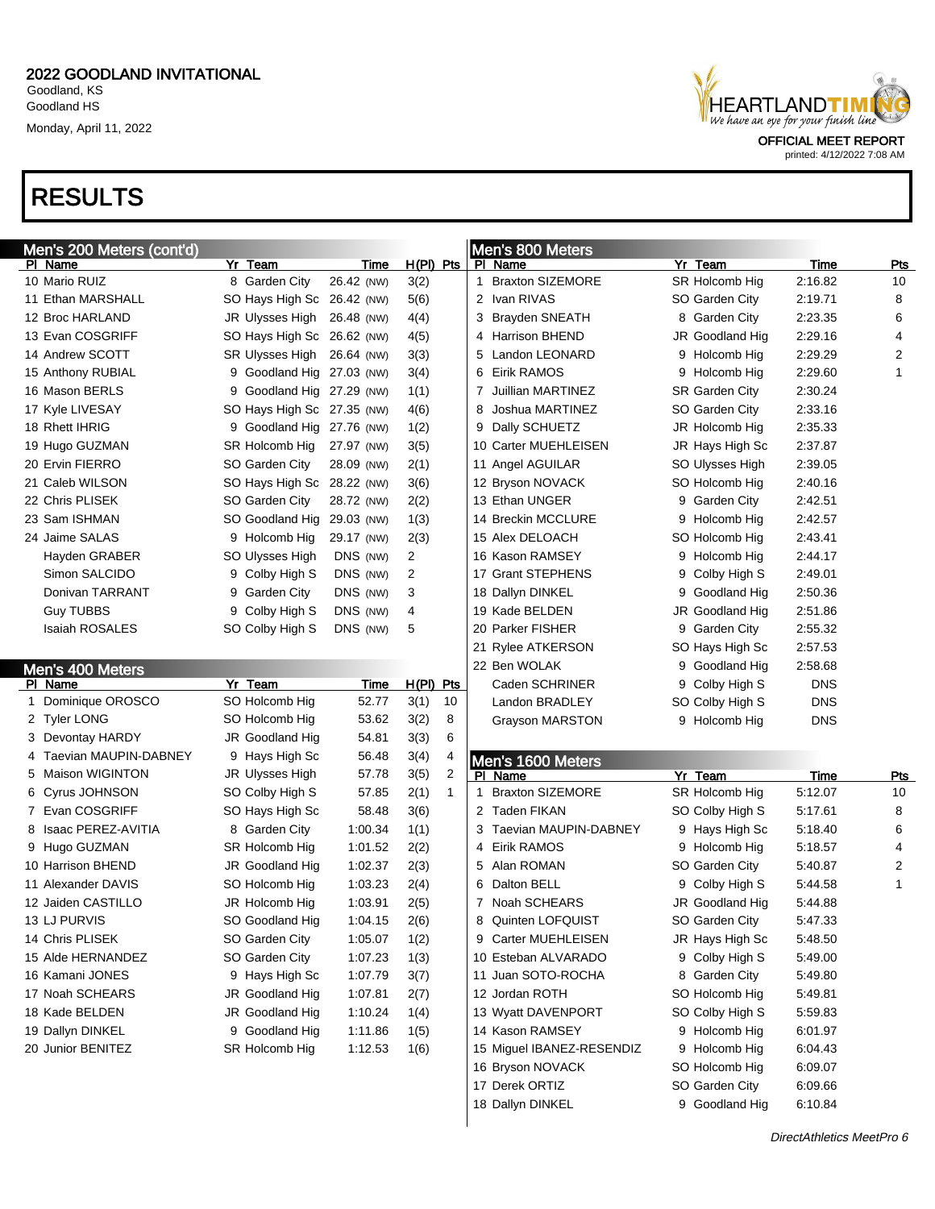2022 GOODLAND INVITATIONAL
Goodland, KS
Goodland HS
Monday, April 11, 2022

OFFICIAL MEET REPORT
printed: 4/12/2022 7:08 AM

# RESULTS

## Men's 200 Meters (cont'd)

| Pl | Name | Yr | Team | Time | | H(Pl) | Pts |
|---|---|---|---|---|---|---|---|
| 10 | Mario RUIZ | 8 | Garden City | 26.42 | (NW) | 3(2) | |
| 11 | Ethan MARSHALL | SO | Hays High Sc | 26.42 | (NW) | 5(6) | |
| 12 | Broc HARLAND | JR | Ulysses High | 26.48 | (NW) | 4(4) | |
| 13 | Evan COSGRIFF | SO | Hays High Sc | 26.62 | (NW) | 4(5) | |
| 14 | Andrew SCOTT | SR | Ulysses High | 26.64 | (NW) | 3(3) | |
| 15 | Anthony RUBIAL | 9 | Goodland Hig | 27.03 | (NW) | 3(4) | |
| 16 | Mason BERLS | 9 | Goodland Hig | 27.29 | (NW) | 1(1) | |
| 17 | Kyle LIVESAY | SO | Hays High Sc | 27.35 | (NW) | 4(6) | |
| 18 | Rhett IHRIG | 9 | Goodland Hig | 27.76 | (NW) | 1(2) | |
| 19 | Hugo GUZMAN | SR | Holcomb Hig | 27.97 | (NW) | 3(5) | |
| 20 | Ervin FIERRO | SO | Garden City | 28.09 | (NW) | 2(1) | |
| 21 | Caleb WILSON | SO | Hays High Sc | 28.22 | (NW) | 3(6) | |
| 22 | Chris PLISEK | SO | Garden City | 28.72 | (NW) | 2(2) | |
| 23 | Sam ISHMAN | SO | Goodland Hig | 29.03 | (NW) | 1(3) | |
| 24 | Jaime SALAS | 9 | Holcomb Hig | 29.17 | (NW) | 2(3) | |
| | Hayden GRABER | SO | Ulysses High | DNS | (NW) | 2 | |
| | Simon SALCIDO | 9 | Colby High S | DNS | (NW) | 2 | |
| | Donivan TARRANT | 9 | Garden City | DNS | (NW) | 3 | |
| | Guy TUBBS | 9 | Colby High S | DNS | (NW) | 4 | |
| | Isaiah ROSALES | SO | Colby High S | DNS | (NW) | 5 | |

## Men's 400 Meters

| Pl | Name | Yr | Team | Time | H(Pl) | Pts |
|---|---|---|---|---|---|---|
| 1 | Dominique OROSCO | SO | Holcomb Hig | 52.77 | 3(1) | 10 |
| 2 | Tyler LONG | SO | Holcomb Hig | 53.62 | 3(2) | 8 |
| 3 | Devontay HARDY | JR | Goodland Hig | 54.81 | 3(3) | 6 |
| 4 | Taevian MAUPIN-DABNEY | 9 | Hays High Sc | 56.48 | 3(4) | 4 |
| 5 | Maison WIGINTON | JR | Ulysses High | 57.78 | 3(5) | 2 |
| 6 | Cyrus JOHNSON | SO | Colby High S | 57.85 | 2(1) | 1 |
| 7 | Evan COSGRIFF | SO | Hays High Sc | 58.48 | 3(6) | |
| 8 | Isaac PEREZ-AVITIA | 8 | Garden City | 1:00.34 | 1(1) | |
| 9 | Hugo GUZMAN | SR | Holcomb Hig | 1:01.52 | 2(2) | |
| 10 | Harrison BHEND | JR | Goodland Hig | 1:02.37 | 2(3) | |
| 11 | Alexander DAVIS | SO | Holcomb Hig | 1:03.23 | 2(4) | |
| 12 | Jaiden CASTILLO | JR | Holcomb Hig | 1:03.91 | 2(5) | |
| 13 | LJ PURVIS | SO | Goodland Hig | 1:04.15 | 2(6) | |
| 14 | Chris PLISEK | SO | Garden City | 1:05.07 | 1(2) | |
| 15 | Alde HERNANDEZ | SO | Garden City | 1:07.23 | 1(3) | |
| 16 | Kamani JONES | 9 | Hays High Sc | 1:07.79 | 3(7) | |
| 17 | Noah SCHEARS | JR | Goodland Hig | 1:07.81 | 2(7) | |
| 18 | Kade BELDEN | JR | Goodland Hig | 1:10.24 | 1(4) | |
| 19 | Dallyn DINKEL | 9 | Goodland Hig | 1:11.86 | 1(5) | |
| 20 | Junior BENITEZ | SR | Holcomb Hig | 1:12.53 | 1(6) | |

## Men's 800 Meters

| Pl | Name | Yr | Team | Time | Pts |
|---|---|---|---|---|---|
| 1 | Braxton SIZEMORE | SR | Holcomb Hig | 2:16.82 | 10 |
| 2 | Ivan RIVAS | SO | Garden City | 2:19.71 | 8 |
| 3 | Brayden SNEATH | 8 | Garden City | 2:23.35 | 6 |
| 4 | Harrison BHEND | JR | Goodland Hig | 2:29.16 | 4 |
| 5 | Landon LEONARD | 9 | Holcomb Hig | 2:29.29 | 2 |
| 6 | Eirik RAMOS | 9 | Holcomb Hig | 2:29.60 | 1 |
| 7 | Juillian MARTINEZ | SR | Garden City | 2:30.24 | |
| 8 | Joshua MARTINEZ | SO | Garden City | 2:33.16 | |
| 9 | Dally SCHUETZ | JR | Holcomb Hig | 2:35.33 | |
| 10 | Carter MUEHLEISEN | JR | Hays High Sc | 2:37.87 | |
| 11 | Angel AGUILAR | SO | Ulysses High | 2:39.05 | |
| 12 | Bryson NOVACK | SO | Holcomb Hig | 2:40.16 | |
| 13 | Ethan UNGER | 9 | Garden City | 2:42.51 | |
| 14 | Breckin MCCLURE | 9 | Holcomb Hig | 2:42.57 | |
| 15 | Alex DELOACH | SO | Holcomb Hig | 2:43.41 | |
| 16 | Kason RAMSEY | 9 | Holcomb Hig | 2:44.17 | |
| 17 | Grant STEPHENS | 9 | Colby High S | 2:49.01 | |
| 18 | Dallyn DINKEL | 9 | Goodland Hig | 2:50.36 | |
| 19 | Kade BELDEN | JR | Goodland Hig | 2:51.86 | |
| 20 | Parker FISHER | 9 | Garden City | 2:55.32 | |
| 21 | Rylee ATKERSON | SO | Hays High Sc | 2:57.53 | |
| 22 | Ben WOLAK | 9 | Goodland Hig | 2:58.68 | |
| | Caden SCHRINER | 9 | Colby High S | DNS | |
| | Landon BRADLEY | SO | Colby High S | DNS | |
| | Grayson MARSTON | 9 | Holcomb Hig | DNS | |

## Men's 1600 Meters

| Pl | Name | Yr | Team | Time | Pts |
|---|---|---|---|---|---|
| 1 | Braxton SIZEMORE | SR | Holcomb Hig | 5:12.07 | 10 |
| 2 | Taden FIKAN | SO | Colby High S | 5:17.61 | 8 |
| 3 | Taevian MAUPIN-DABNEY | 9 | Hays High Sc | 5:18.40 | 6 |
| 4 | Eirik RAMOS | 9 | Holcomb Hig | 5:18.57 | 4 |
| 5 | Alan ROMAN | SO | Garden City | 5:40.87 | 2 |
| 6 | Dalton BELL | 9 | Colby High S | 5:44.58 | 1 |
| 7 | Noah SCHEARS | JR | Goodland Hig | 5:44.88 | |
| 8 | Quinten LOFQUIST | SO | Garden City | 5:47.33 | |
| 9 | Carter MUEHLEISEN | JR | Hays High Sc | 5:48.50 | |
| 10 | Esteban ALVARADO | 9 | Colby High S | 5:49.00 | |
| 11 | Juan SOTO-ROCHA | 8 | Garden City | 5:49.80 | |
| 12 | Jordan ROTH | SO | Holcomb Hig | 5:49.81 | |
| 13 | Wyatt DAVENPORT | SO | Colby High S | 5:59.83 | |
| 14 | Kason RAMSEY | 9 | Holcomb Hig | 6:01.97 | |
| 15 | Miguel IBANEZ-RESENDIZ | 9 | Holcomb Hig | 6:04.43 | |
| 16 | Bryson NOVACK | SO | Holcomb Hig | 6:09.07 | |
| 17 | Derek ORTIZ | SO | Garden City | 6:09.66 | |
| 18 | Dallyn DINKEL | 9 | Goodland Hig | 6:10.84 | |

*DirectAthletics MeetPro 6*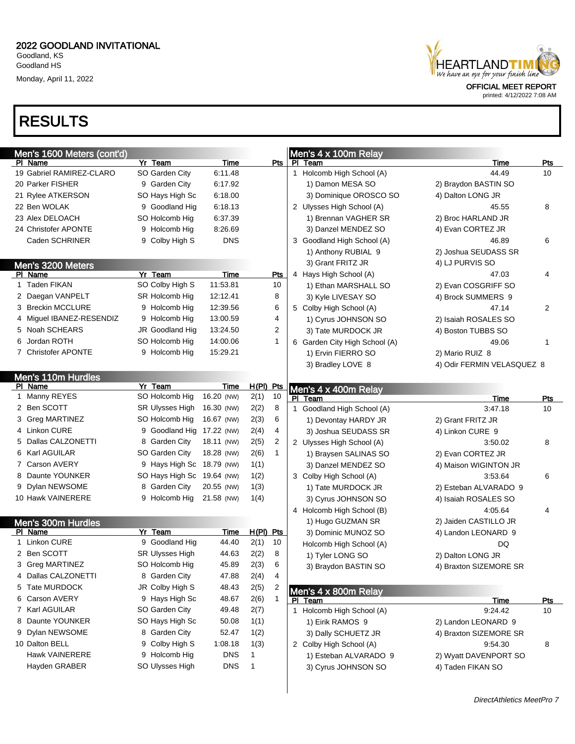2022 GOODLAND INVITATIONAL
Goodland, KS
Goodland HS
Monday, April 11, 2022

OFFICIAL MEET REPORT
printed: 4/12/2022 7:08 AM

# RESULTS

## Men's 1600 Meters (cont'd)

| Pl | Name | Yr | Team | Time | Pts |
|---|---|---|---|---|---|
| 19 | Gabriel RAMIREZ-CLARO | SO | Garden City | 6:11.48 | |
| 20 | Parker FISHER | 9 | Garden City | 6:17.92 | |
| 21 | Rylee ATKERSON | SO | Hays High Sc | 6:18.00 | |
| 22 | Ben WOLAK | 9 | Goodland Hig | 6:18.13 | |
| 23 | Alex DELOACH | SO | Holcomb Hig | 6:37.39 | |
| 24 | Christofer APONTE | 9 | Holcomb Hig | 8:26.69 | |
| | Caden SCHRINER | 9 | Colby High S | DNS | |

## Men's 3200 Meters

| Pl | Name | Yr | Team | Time | Pts |
|---|---|---|---|---|---|
| 1 | Taden FIKAN | SO | Colby High S | 11:53.81 | 10 |
| 2 | Daegan VANPELT | SR | Holcomb Hig | 12:12.41 | 8 |
| 3 | Breckin MCCLURE | 9 | Holcomb Hig | 12:39.56 | 6 |
| 4 | Miguel IBANEZ-RESENDIZ | 9 | Holcomb Hig | 13:00.59 | 4 |
| 5 | Noah SCHEARS | JR | Goodland Hig | 13:24.50 | 2 |
| 6 | Jordan ROTH | SO | Holcomb Hig | 14:00.06 | 1 |
| 7 | Christofer APONTE | 9 | Holcomb Hig | 15:29.21 | |

## Men's 110m Hurdles

| Pl | Name | Yr | Team | Time | H(Pl) | Pts |
|---|---|---|---|---|---|---|
| 1 | Manny REYES | SO | Holcomb Hig | 16.20 (NW) | 2(1) | 10 |
| 2 | Ben SCOTT | SR | Ulysses High | 16.30 (NW) | 2(2) | 8 |
| 3 | Greg MARTINEZ | SO | Holcomb Hig | 16.67 (NW) | 2(3) | 6 |
| 4 | Linkon CURE | 9 | Goodland Hig | 17.22 (NW) | 2(4) | 4 |
| 5 | Dallas CALZONETTI | 8 | Garden City | 18.11 (NW) | 2(5) | 2 |
| 6 | Karl AGUILAR | SO | Garden City | 18.28 (NW) | 2(6) | 1 |
| 7 | Carson AVERY | 9 | Hays High Sc | 18.79 (NW) | 1(1) | |
| 8 | Daunte YOUNKER | SO | Hays High Sc | 19.64 (NW) | 1(2) | |
| 9 | Dylan NEWSOME | 8 | Garden City | 20.55 (NW) | 1(3) | |
| 10 | Hawk VAINERERE | 9 | Holcomb Hig | 21.58 (NW) | 1(4) | |

## Men's 300m Hurdles

| Pl | Name | Yr | Team | Time | H(Pl) | Pts |
|---|---|---|---|---|---|---|
| 1 | Linkon CURE | 9 | Goodland Hig | 44.40 | 2(1) | 10 |
| 2 | Ben SCOTT | SR | Ulysses High | 44.63 | 2(2) | 8 |
| 3 | Greg MARTINEZ | SO | Holcomb Hig | 45.89 | 2(3) | 6 |
| 4 | Dallas CALZONETTI | 8 | Garden City | 47.88 | 2(4) | 4 |
| 5 | Tate MURDOCK | JR | Colby High S | 48.43 | 2(5) | 2 |
| 6 | Carson AVERY | 9 | Hays High Sc | 48.67 | 2(6) | 1 |
| 7 | Karl AGUILAR | SO | Garden City | 49.48 | 2(7) | |
| 8 | Daunte YOUNKER | SO | Hays High Sc | 50.08 | 1(1) | |
| 9 | Dylan NEWSOME | 8 | Garden City | 52.47 | 1(2) | |
| 10 | Dalton BELL | 9 | Colby High S | 1:08.18 | 1(3) | |
| | Hawk VAINERERE | 9 | Holcomb Hig | DNS | 1 | |
| | Hayden GRABER | SO | Ulysses High | DNS | 1 | |

## Men's 4 x 100m Relay

| Pl | Team | | Time | Pts |
|---|---|---|---|---|
| 1 | Holcomb High School (A) | | 44.49 | 10 |
| | 1) Damon MESA SO | 2) Braydon BASTIN SO | | |
| | 3) Dominique OROSCO SO | 4) Dalton LONG JR | | |
| 2 | Ulysses High School (A) | | 45.55 | 8 |
| | 1) Brennan VAGHER SR | 2) Broc HARLAND JR | | |
| | 3) Danzel MENDEZ SO | 4) Evan CORTEZ JR | | |
| 3 | Goodland High School (A) | | 46.89 | 6 |
| | 1) Anthony RUBIAL 9 | 2) Joshua SEUDASS SR | | |
| | 3) Grant FRITZ JR | 4) LJ PURVIS SO | | |
| 4 | Hays High School (A) | | 47.03 | 4 |
| | 1) Ethan MARSHALL SO | 2) Evan COSGRIFF SO | | |
| | 3) Kyle LIVESAY SO | 4) Brock SUMMERS 9 | | |
| 5 | Colby High School (A) | | 47.14 | 2 |
| | 1) Cyrus JOHNSON SO | 2) Isaiah ROSALES SO | | |
| | 3) Tate MURDOCK JR | 4) Boston TUBBS SO | | |
| 6 | Garden City High School (A) | | 49.06 | 1 |
| | 1) Ervin FIERRO SO | 2) Mario RUIZ 8 | | |
| | 3) Bradley LOVE 8 | 4) Odir FERMIN VELASQUEZ 8 | | |

## Men's 4 x 400m Relay

| Pl | Team | | Time | Pts |
|---|---|---|---|---|
| 1 | Goodland High School (A) | | 3:47.18 | 10 |
| | 1) Devontay HARDY JR | 2) Grant FRITZ JR | | |
| | 3) Joshua SEUDASS SR | 4) Linkon CURE 9 | | |
| 2 | Ulysses High School (A) | | 3:50.02 | 8 |
| | 1) Braysen SALINAS SO | 2) Evan CORTEZ JR | | |
| | 3) Danzel MENDEZ SO | 4) Maison WIGINTON JR | | |
| 3 | Colby High School (A) | | 3:53.64 | 6 |
| | 1) Tate MURDOCK JR | 2) Esteban ALVARADO 9 | | |
| | 3) Cyrus JOHNSON SO | 4) Isaiah ROSALES SO | | |
| 4 | Holcomb High School (B) | | 4:05.64 | 4 |
| | 1) Hugo GUZMAN SR | 2) Jaiden CASTILLO JR | | |
| | 3) Dominic MUNOZ SO | 4) Landon LEONARD 9 | | |
| | Holcomb High School (A) | | DQ | |
| | 1) Tyler LONG SO | 2) Dalton LONG JR | | |
| | 3) Braydon BASTIN SO | 4) Braxton SIZEMORE SR | | |

## Men's 4 x 800m Relay

| Pl | Team | | Time | Pts |
|---|---|---|---|---|
| 1 | Holcomb High School (A) | | 9:24.42 | 10 |
| | 1) Eirik RAMOS 9 | 2) Landon LEONARD 9 | | |
| | 3) Dally SCHUETZ JR | 4) Braxton SIZEMORE SR | | |
| 2 | Colby High School (A) | | 9:54.30 | 8 |
| | 1) Esteban ALVARADO 9 | 2) Wyatt DAVENPORT SO | | |
| | 3) Cyrus JOHNSON SO | 4) Taden FIKAN SO | | |

DirectAthletics MeetPro 7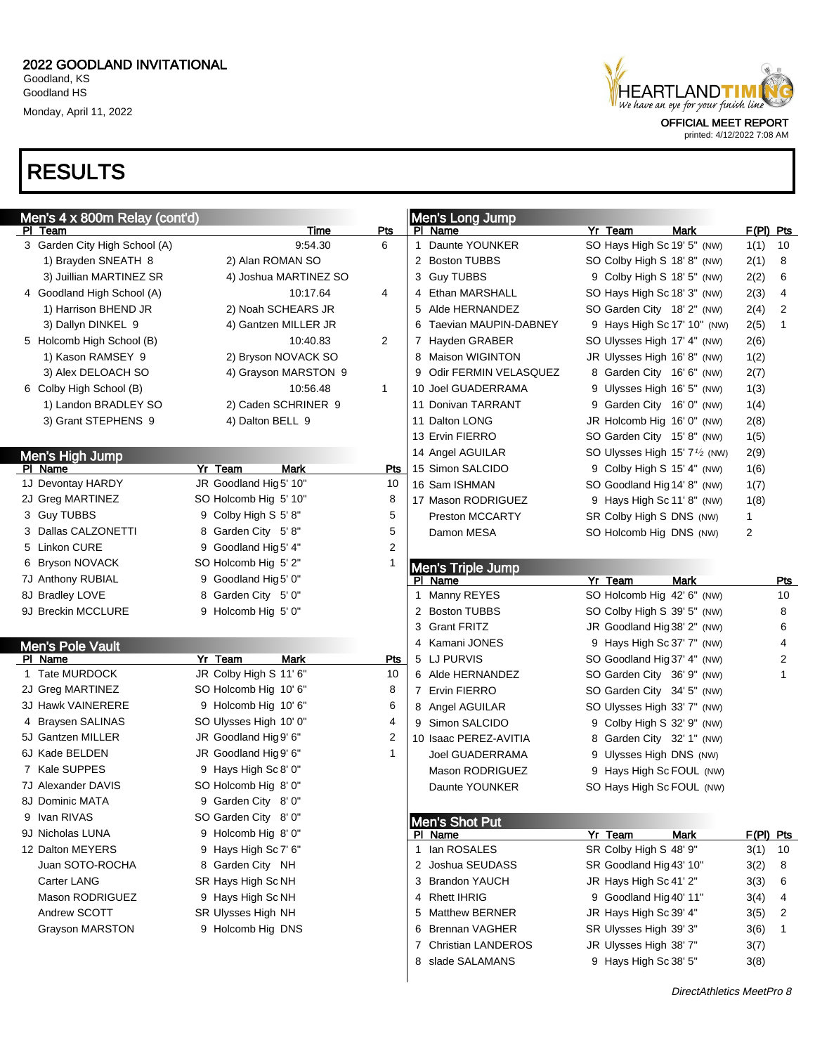# 2022 GOODLAND INVITATIONAL

Goodland, KS
Goodland HS
Monday, April 11, 2022

OFFICIAL MEET REPORT
printed: 4/12/2022 7:08 AM

# RESULTS

## Men's 4 x 800m Relay (cont'd)

| Pl | Team | Time | Pts |
|---|---|---|---|
| 3 | Garden City High School (A) | 9:54.30 | 6 |
| | 1) Brayden SNEATH 8 | 2) Alan ROMAN SO | |
| | 3) Juillian MARTINEZ SR | 4) Joshua MARTINEZ SO | |
| 4 | Goodland High School (A) | 10:17.64 | 4 |
| | 1) Harrison BHEND JR | 2) Noah SCHEARS JR | |
| | 3) Dallyn DINKEL 9 | 4) Gantzen MILLER JR | |
| 5 | Holcomb High School (B) | 10:40.83 | 2 |
| | 1) Kason RAMSEY 9 | 2) Bryson NOVACK SO | |
| | 3) Alex DELOACH SO | 4) Grayson MARSTON 9 | |
| 6 | Colby High School (B) | 10:56.48 | 1 |
| | 1) Landon BRADLEY SO | 2) Caden SCHRINER 9 | |
| | 3) Grant STEPHENS 9 | 4) Dalton BELL 9 | |

## Men's High Jump

| Pl | Name | Yr | Team | Mark | Pts |
|---|---|---|---|---|---|
| 1J | Devontay HARDY | JR | Goodland Hig | 5' 10" | 10 |
| 2J | Greg MARTINEZ | SO | Holcomb Hig | 5' 10" | 8 |
| 3 | Guy TUBBS | 9 | Colby High S | 5' 8" | 5 |
| 3 | Dallas CALZONETTI | 8 | Garden City | 5' 8" | 5 |
| 5 | Linkon CURE | 9 | Goodland Hig | 5' 4" | 2 |
| 6 | Bryson NOVACK | SO | Holcomb Hig | 5' 2" | 1 |
| 7J | Anthony RUBIAL | 9 | Goodland Hig | 5' 0" | |
| 8J | Bradley LOVE | 8 | Garden City | 5' 0" | |
| 9J | Breckin MCCLURE | 9 | Holcomb Hig | 5' 0" | |

## Men's Pole Vault

| Pl | Name | Yr | Team | Mark | Pts |
|---|---|---|---|---|---|
| 1 | Tate MURDOCK | JR | Colby High S | 11' 6" | 10 |
| 2J | Greg MARTINEZ | SO | Holcomb Hig | 10' 6" | 8 |
| 3J | Hawk VAINERERE | 9 | Holcomb Hig | 10' 6" | 6 |
| 4 | Braysen SALINAS | SO | Ulysses High | 10' 0" | 4 |
| 5J | Gantzen MILLER | JR | Goodland Hig | 9' 6" | 2 |
| 6J | Kade BELDEN | JR | Goodland Hig | 9' 6" | 1 |
| 7 | Kale SUPPES | 9 | Hays High Sc | 8' 0" | |
| 7J | Alexander DAVIS | SO | Holcomb Hig | 8' 0" | |
| 8J | Dominic MATA | 9 | Garden City | 8' 0" | |
| 9 | Ivan RIVAS | SO | Garden City | 8' 0" | |
| 9J | Nicholas LUNA | 9 | Holcomb Hig | 8' 0" | |
| 12 | Dalton MEYERS | 9 | Hays High Sc | 7' 6" | |
| | Juan SOTO-ROCHA | 8 | Garden City | NH | |
| | Carter LANG | SR | Hays High Sc | NH | |
| | Mason RODRIGUEZ | 9 | Hays High Sc | NH | |
| | Andrew SCOTT | SR | Ulysses High | NH | |
| | Grayson MARSTON | 9 | Holcomb Hig | DNS | |

## Men's Long Jump

| Pl | Name | Yr | Team | Mark | | F(Pl) | Pts |
|---|---|---|---|---|---|---|---|
| 1 | Daunte YOUNKER | SO | Hays High Sc | 19' 5" | (NW) | 1(1) | 10 |
| 2 | Boston TUBBS | SO | Colby High S | 18' 8" | (NW) | 2(1) | 8 |
| 3 | Guy TUBBS | 9 | Colby High S | 18' 5" | (NW) | 2(2) | 6 |
| 4 | Ethan MARSHALL | SO | Hays High Sc | 18' 3" | (NW) | 2(3) | 4 |
| 5 | Alde HERNANDEZ | SO | Garden City | 18' 2" | (NW) | 2(4) | 2 |
| 6 | Taevian MAUPIN-DABNEY | 9 | Hays High Sc | 17' 10" | (NW) | 2(5) | 1 |
| 7 | Hayden GRABER | SO | Ulysses High | 17' 4" | (NW) | 2(6) | |
| 8 | Maison WIGINTON | JR | Ulysses High | 16' 8" | (NW) | 1(2) | |
| 9 | Odir FERMIN VELASQUEZ | 8 | Garden City | 16' 6" | (NW) | 2(7) | |
| 10 | Joel GUADERRAMA | 9 | Ulysses High | 16' 5" | (NW) | 1(3) | |
| 11 | Donivan TARRANT | 9 | Garden City | 16' 0" | (NW) | 1(4) | |
| 11 | Dalton LONG | JR | Holcomb Hig | 16' 0" | (NW) | 2(8) | |
| 13 | Ervin FIERRO | SO | Garden City | 15' 8" | (NW) | 1(5) | |
| 14 | Angel AGUILAR | SO | Ulysses High | 15' 7½ | (NW) | 2(9) | |
| 15 | Simon SALCIDO | 9 | Colby High S | 15' 4" | (NW) | 1(6) | |
| 16 | Sam ISHMAN | SO | Goodland Hig | 14' 8" | (NW) | 1(7) | |
| 17 | Mason RODRIGUEZ | 9 | Hays High Sc | 11' 8" | (NW) | 1(8) | |
| | Preston MCCARTY | SR | Colby High S | DNS | (NW) | 1 | |
| | Damon MESA | SO | Holcomb Hig | DNS | (NW) | 2 | |

## Men's Triple Jump

| Pl | Name | Yr | Team | Mark | | Pts |
|---|---|---|---|---|---|---|
| 1 | Manny REYES | SO | Holcomb Hig | 42' 6" | (NW) | 10 |
| 2 | Boston TUBBS | SO | Colby High S | 39' 5" | (NW) | 8 |
| 3 | Grant FRITZ | JR | Goodland Hig | 38' 2" | (NW) | 6 |
| 4 | Kamani JONES | 9 | Hays High Sc | 37' 7" | (NW) | 4 |
| 5 | LJ PURVIS | SO | Goodland Hig | 37' 4" | (NW) | 2 |
| 6 | Alde HERNANDEZ | SO | Garden City | 36' 9" | (NW) | 1 |
| 7 | Ervin FIERRO | SO | Garden City | 34' 5" | (NW) | |
| 8 | Angel AGUILAR | SO | Ulysses High | 33' 7" | (NW) | |
| 9 | Simon SALCIDO | 9 | Colby High S | 32' 9" | (NW) | |
| 10 | Isaac PEREZ-AVITIA | 8 | Garden City | 32' 1" | (NW) | |
| | Joel GUADERRAMA | 9 | Ulysses High | DNS | (NW) | |
| | Mason RODRIGUEZ | 9 | Hays High Sc | FOUL | (NW) | |
| | Daunte YOUNKER | SO | Hays High Sc | FOUL | (NW) | |

## Men's Shot Put

| Pl | Name | Yr | Team | Mark | F(Pl) | Pts |
|---|---|---|---|---|---|---|
| 1 | Ian ROSALES | SR | Colby High S | 48' 9" | 3(1) | 10 |
| 2 | Joshua SEUDASS | SR | Goodland Hig | 43' 10" | 3(2) | 8 |
| 3 | Brandon YAUCH | JR | Hays High Sc | 41' 2" | 3(3) | 6 |
| 4 | Rhett IHRIG | 9 | Goodland Hig | 40' 11" | 3(4) | 4 |
| 5 | Matthew BERNER | JR | Hays High Sc | 39' 4" | 3(5) | 2 |
| 6 | Brennan VAGHER | SR | Ulysses High | 39' 3" | 3(6) | 1 |
| 7 | Christian LANDEROS | JR | Ulysses High | 38' 7" | 3(7) | |
| 8 | slade SALAMANS | 9 | Hays High Sc | 38' 5" | 3(8) | |

*DirectAthletics MeetPro 8*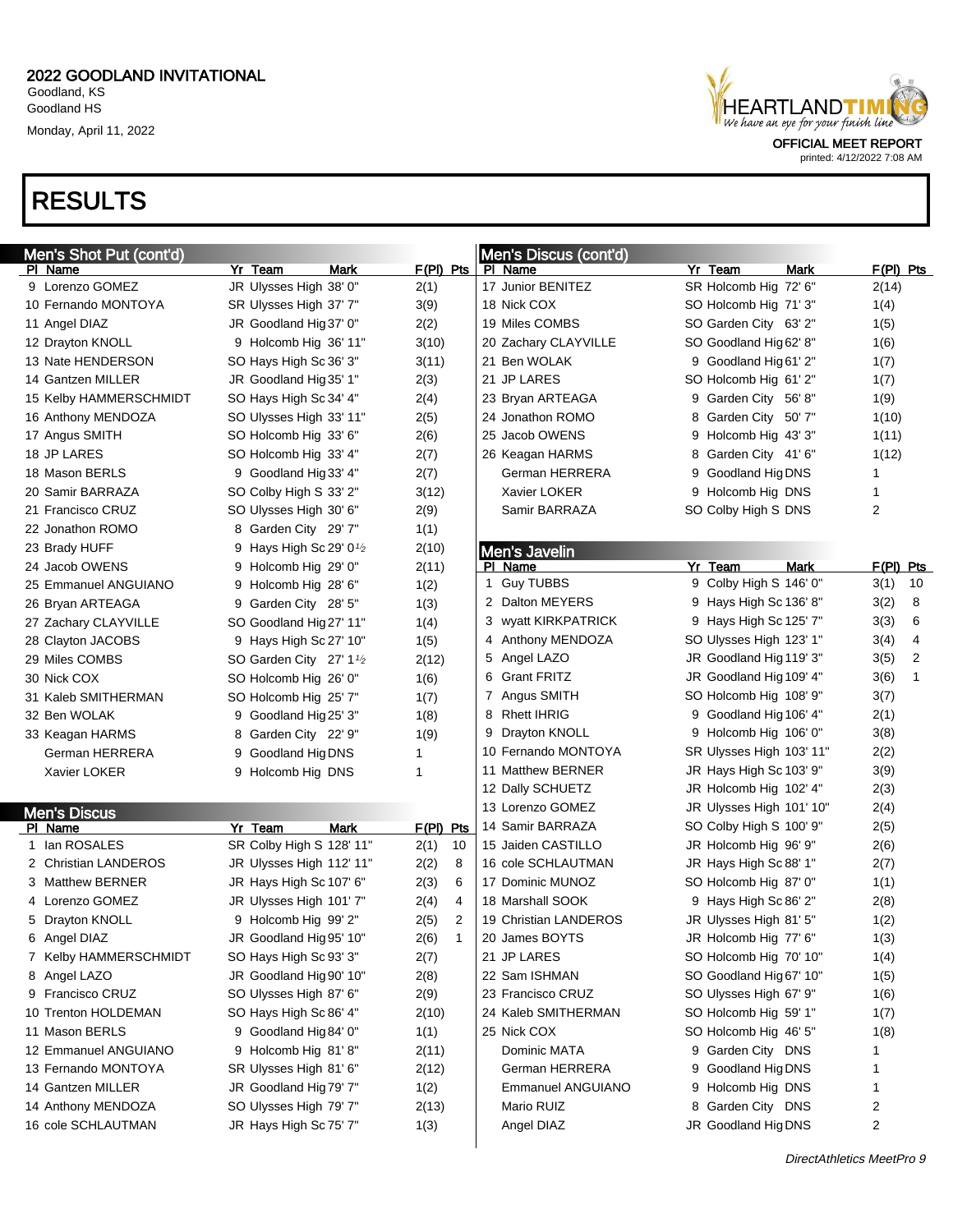# 2022 GOODLAND INVITATIONAL

Goodland, KS
Goodland HS
Monday, April 11, 2022

OFFICIAL MEET REPORT
printed: 4/12/2022 7:08 AM

# RESULTS

## Men's Shot Put (cont'd)

| Pl | Name | Yr | Team | Mark | F(Pl) | Pts |
|---|---|---|---|---|---|---|
| 9 | Lorenzo GOMEZ | JR | Ulysses High | 38' 0" | 2(1) | |
| 10 | Fernando MONTOYA | SR | Ulysses High | 37' 7" | 3(9) | |
| 11 | Angel DIAZ | JR | Goodland Hig | 37' 0" | 2(2) | |
| 12 | Drayton KNOLL | 9 | Holcomb Hig | 36' 11" | 3(10) | |
| 13 | Nate HENDERSON | SO | Hays High Sc | 36' 3" | 3(11) | |
| 14 | Gantzen MILLER | JR | Goodland Hig | 35' 1" | 2(3) | |
| 15 | Kelby HAMMERSCHMIDT | SO | Hays High Sc | 34' 4" | 2(4) | |
| 16 | Anthony MENDOZA | SO | Ulysses High | 33' 11" | 2(5) | |
| 17 | Angus SMITH | SO | Holcomb Hig | 33' 6" | 2(6) | |
| 18 | JP LARES | SO | Holcomb Hig | 33' 4" | 2(7) | |
| 18 | Mason BERLS | 9 | Goodland Hig | 33' 4" | 2(7) | |
| 20 | Samir BARRAZA | SO | Colby High S | 33' 2" | 3(12) | |
| 21 | Francisco CRUZ | SO | Ulysses High | 30' 6" | 2(9) | |
| 22 | Jonathon ROMO | 8 | Garden City | 29' 7" | 1(1) | |
| 23 | Brady HUFF | 9 | Hays High Sc | 29' 0½ | 2(10) | |
| 24 | Jacob OWENS | 9 | Holcomb Hig | 29' 0" | 2(11) | |
| 25 | Emmanuel ANGUIANO | 9 | Holcomb Hig | 28' 6" | 1(2) | |
| 26 | Bryan ARTEAGA | 9 | Garden City | 28' 5" | 1(3) | |
| 27 | Zachary CLAYVILLE | SO | Goodland Hig | 27' 11" | 1(4) | |
| 28 | Clayton JACOBS | 9 | Hays High Sc | 27' 10" | 1(5) | |
| 29 | Miles COMBS | SO | Garden City | 27' 1½ | 2(12) | |
| 30 | Nick COX | SO | Holcomb Hig | 26' 0" | 1(6) | |
| 31 | Kaleb SMITHERMAN | SO | Holcomb Hig | 25' 7" | 1(7) | |
| 32 | Ben WOLAK | 9 | Goodland Hig | 25' 3" | 1(8) | |
| 33 | Keagan HARMS | 8 | Garden City | 22' 9" | 1(9) | |
| | German HERRERA | 9 | Goodland Hig | DNS | 1 | |
| | Xavier LOKER | 9 | Holcomb Hig | DNS | 1 | |

## Men's Discus

| Pl | Name | Yr | Team | Mark | F(Pl) | Pts |
|---|---|---|---|---|---|---|
| 1 | Ian ROSALES | SR | Colby High S | 128' 11" | 2(1) | 10 |
| 2 | Christian LANDEROS | JR | Ulysses High | 112' 11" | 2(2) | 8 |
| 3 | Matthew BERNER | JR | Hays High Sc | 107' 6" | 2(3) | 6 |
| 4 | Lorenzo GOMEZ | JR | Ulysses High | 101' 7" | 2(4) | 4 |
| 5 | Drayton KNOLL | 9 | Holcomb Hig | 99' 2" | 2(5) | 2 |
| 6 | Angel DIAZ | JR | Goodland Hig | 95' 10" | 2(6) | 1 |
| 7 | Kelby HAMMERSCHMIDT | SO | Hays High Sc | 93' 3" | 2(7) | |
| 8 | Angel LAZO | JR | Goodland Hig | 90' 10" | 2(8) | |
| 9 | Francisco CRUZ | SO | Ulysses High | 87' 6" | 2(9) | |
| 10 | Trenton HOLDEMAN | SO | Hays High Sc | 86' 4" | 2(10) | |
| 11 | Mason BERLS | 9 | Goodland Hig | 84' 0" | 1(1) | |
| 12 | Emmanuel ANGUIANO | 9 | Holcomb Hig | 81' 8" | 2(11) | |
| 13 | Fernando MONTOYA | SR | Ulysses High | 81' 6" | 2(12) | |
| 14 | Gantzen MILLER | JR | Goodland Hig | 79' 7" | 1(2) | |
| 14 | Anthony MENDOZA | SO | Ulysses High | 79' 7" | 2(13) | |
| 16 | cole SCHLAUTMAN | JR | Hays High Sc | 75' 7" | 1(3) | |

## Men's Discus (cont'd)

| Pl | Name | Yr | Team | Mark | F(Pl) | Pts |
|---|---|---|---|---|---|---|
| 17 | Junior BENITEZ | SR | Holcomb Hig | 72' 6" | 2(14) | |
| 18 | Nick COX | SO | Holcomb Hig | 71' 3" | 1(4) | |
| 19 | Miles COMBS | SO | Garden City | 63' 2" | 1(5) | |
| 20 | Zachary CLAYVILLE | SO | Goodland Hig | 62' 8" | 1(6) | |
| 21 | Ben WOLAK | 9 | Goodland Hig | 61' 2" | 1(7) | |
| 21 | JP LARES | SO | Holcomb Hig | 61' 2" | 1(7) | |
| 23 | Bryan ARTEAGA | 9 | Garden City | 56' 8" | 1(9) | |
| 24 | Jonathon ROMO | 8 | Garden City | 50' 7" | 1(10) | |
| 25 | Jacob OWENS | 9 | Holcomb Hig | 43' 3" | 1(11) | |
| 26 | Keagan HARMS | 8 | Garden City | 41' 6" | 1(12) | |
| | German HERRERA | 9 | Goodland Hig | DNS | 1 | |
| | Xavier LOKER | 9 | Holcomb Hig | DNS | 1 | |
| | Samir BARRAZA | SO | Colby High S | DNS | 2 | |

## Men's Javelin

| Pl | Name | Yr | Team | Mark | F(Pl) | Pts |
|---|---|---|---|---|---|---|
| 1 | Guy TUBBS | 9 | Colby High S | 146' 0" | 3(1) | 10 |
| 2 | Dalton MEYERS | 9 | Hays High Sc | 136' 8" | 3(2) | 8 |
| 3 | wyatt KIRKPATRICK | 9 | Hays High Sc | 125' 7" | 3(3) | 6 |
| 4 | Anthony MENDOZA | SO | Ulysses High | 123' 1" | 3(4) | 4 |
| 5 | Angel LAZO | JR | Goodland Hig | 119' 3" | 3(5) | 2 |
| 6 | Grant FRITZ | JR | Goodland Hig | 109' 4" | 3(6) | 1 |
| 7 | Angus SMITH | SO | Holcomb Hig | 108' 9" | 3(7) | |
| 8 | Rhett IHRIG | 9 | Goodland Hig | 106' 4" | 2(1) | |
| 9 | Drayton KNOLL | 9 | Holcomb Hig | 106' 0" | 3(8) | |
| 10 | Fernando MONTOYA | SR | Ulysses High | 103' 11" | 2(2) | |
| 11 | Matthew BERNER | JR | Hays High Sc | 103' 9" | 3(9) | |
| 12 | Dally SCHUETZ | JR | Holcomb Hig | 102' 4" | 2(3) | |
| 13 | Lorenzo GOMEZ | JR | Ulysses High | 101' 10" | 2(4) | |
| 14 | Samir BARRAZA | SO | Colby High S | 100' 9" | 2(5) | |
| 15 | Jaiden CASTILLO | JR | Holcomb Hig | 96' 9" | 2(6) | |
| 16 | cole SCHLAUTMAN | JR | Hays High Sc | 88' 1" | 2(7) | |
| 17 | Dominic MUNOZ | SO | Holcomb Hig | 87' 0" | 1(1) | |
| 18 | Marshall SOOK | 9 | Hays High Sc | 86' 2" | 2(8) | |
| 19 | Christian LANDEROS | JR | Ulysses High | 81' 5" | 1(2) | |
| 20 | James BOYTS | JR | Holcomb Hig | 77' 6" | 1(3) | |
| 21 | JP LARES | SO | Holcomb Hig | 70' 10" | 1(4) | |
| 22 | Sam ISHMAN | SO | Goodland Hig | 67' 10" | 1(5) | |
| 23 | Francisco CRUZ | SO | Ulysses High | 67' 9" | 1(6) | |
| 24 | Kaleb SMITHERMAN | SO | Holcomb Hig | 59' 1" | 1(7) | |
| 25 | Nick COX | SO | Holcomb Hig | 46' 5" | 1(8) | |
| | Dominic MATA | 9 | Garden City | DNS | 1 | |
| | German HERRERA | 9 | Goodland Hig | DNS | 1 | |
| | Emmanuel ANGUIANO | 9 | Holcomb Hig | DNS | 1 | |
| | Mario RUIZ | 8 | Garden City | DNS | 2 | |
| | Angel DIAZ | JR | Goodland Hig | DNS | 2 | |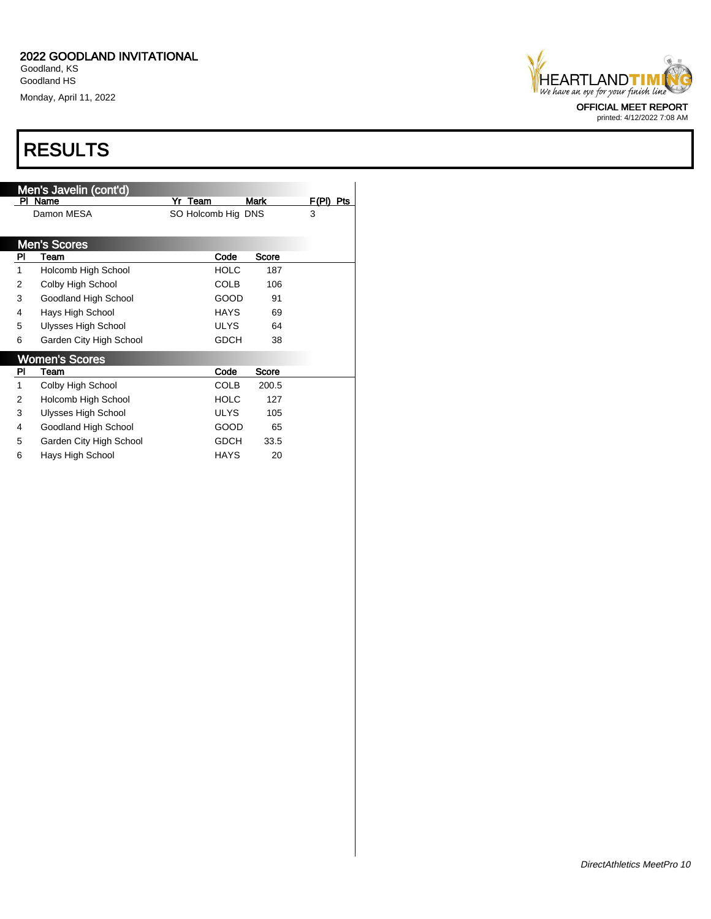# RESULTS

## Men's Javelin (cont'd)

| Pl | Name | Yr | Team | Mark | F(Pl) | Pts |
|---|---|---|---|---|---|---|
| | Damon MESA | SO | Holcomb Hig | DNS | 3 | |

## Men's Scores

| Pl | Team | Code | Score |
|---|---|---|---|
| 1 | Holcomb High School | HOLC | 187 |
| 2 | Colby High School | COLB | 106 |
| 3 | Goodland High School | GOOD | 91 |
| 4 | Hays High School | HAYS | 69 |
| 5 | Ulysses High School | ULYS | 64 |
| 6 | Garden City High School | GDCH | 38 |

## Women's Scores

| Pl | Team | Code | Score |
|---|---|---|---|
| 1 | Colby High School | COLB | 200.5 |
| 2 | Holcomb High School | HOLC | 127 |
| 3 | Ulysses High School | ULYS | 105 |
| 4 | Goodland High School | GOOD | 65 |
| 5 | Garden City High School | GDCH | 33.5 |
| 6 | Hays High School | HAYS | 20 |